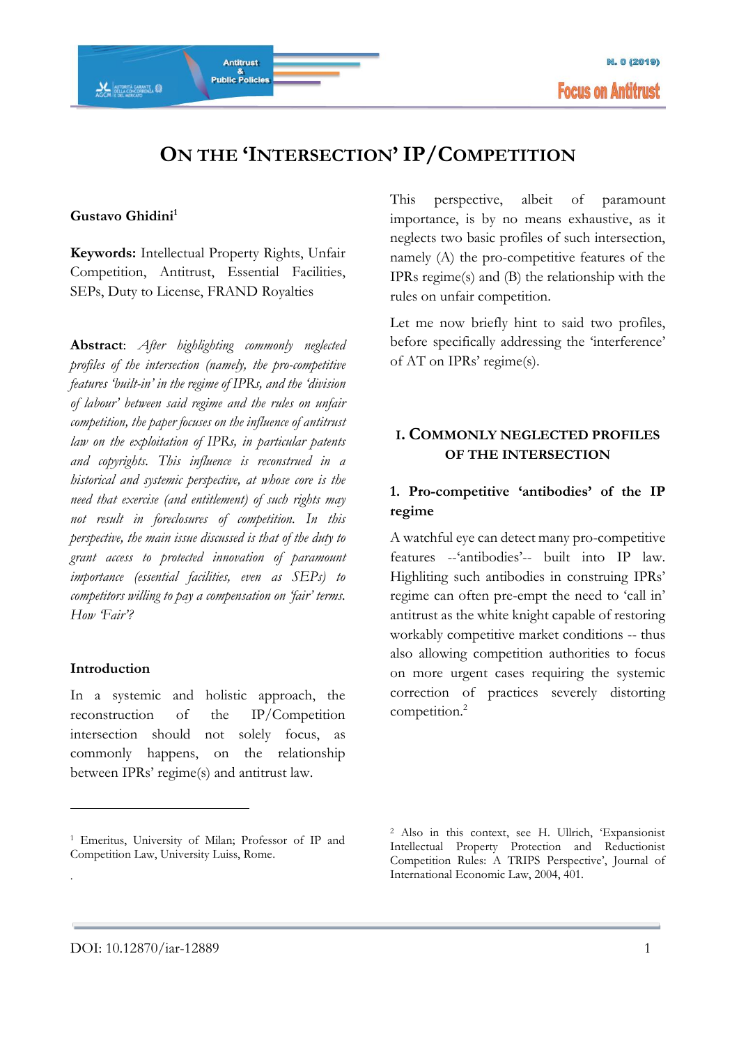# On the 'Intersection' IP/Competition

**Gustavo Ghidini**[1]

**Keywords:** Intellectual Property Rights, Unfair Competition, Antitrust, Essential Facilities, SEPs, Duty to License, FRAND Royalties

**Abstract**: *After highlighting commonly neglected profiles of the intersection (namely, the pro-competitive features 'built-in' in the regime of IPRs, and the 'division of labour' between said regime and the rules on unfair competition, the paper focuses on the influence of antitrust law on the exploitation of IPRs, in particular patents and copyrights. This influence is reconstrued in a historical and systemic perspective, at whose core is the need that exercise (and entitlement) of such rights may not result in foreclosures of competition. In this perspective, the main issue discussed is that of the duty to grant access to protected innovation of paramount importance (essential facilities, even as SEPs) to competitors willing to pay a compensation on 'fair' terms. How 'Fair'?*

## Introduction

In a systemic and holistic approach, the reconstruction of the IP/Competition intersection should not solely focus, as commonly happens, on the relationship between IPRs' regime(s) and antitrust law.

This perspective, albeit of paramount importance, is by no means exhaustive, as it neglects two basic profiles of such intersection, namely (A) the pro-competitive features of the IPRs regime(s) and (B) the relationship with the rules on unfair competition.

Let me now briefly hint to said two profiles, before specifically addressing the 'interference' of AT on IPRs' regime(s).

## I. Commonly neglected profiles of the intersection

### 1. Pro-competitive 'antibodies' of the IP regime

A watchful eye can detect many pro-competitive features --'antibodies'-- built into IP law. Highliting such antibodies in construing IPRs' regime can often pre-empt the need to 'call in' antitrust as the white knight capable of restoring workably competitive market conditions -- thus also allowing competition authorities to focus on more urgent cases requiring the systemic correction of practices severely distorting competition.[2]

---

[1] Emeritus, University of Milan; Professor of IP and Competition Law, University Luiss, Rome.

[2] Also in this context, see H. Ullrich, 'Expansionist Intellectual Property Protection and Reductionist Competition Rules: A TRIPS Perspective', Journal of International Economic Law, 2004, 401.

DOI: 10.12870/iar-12889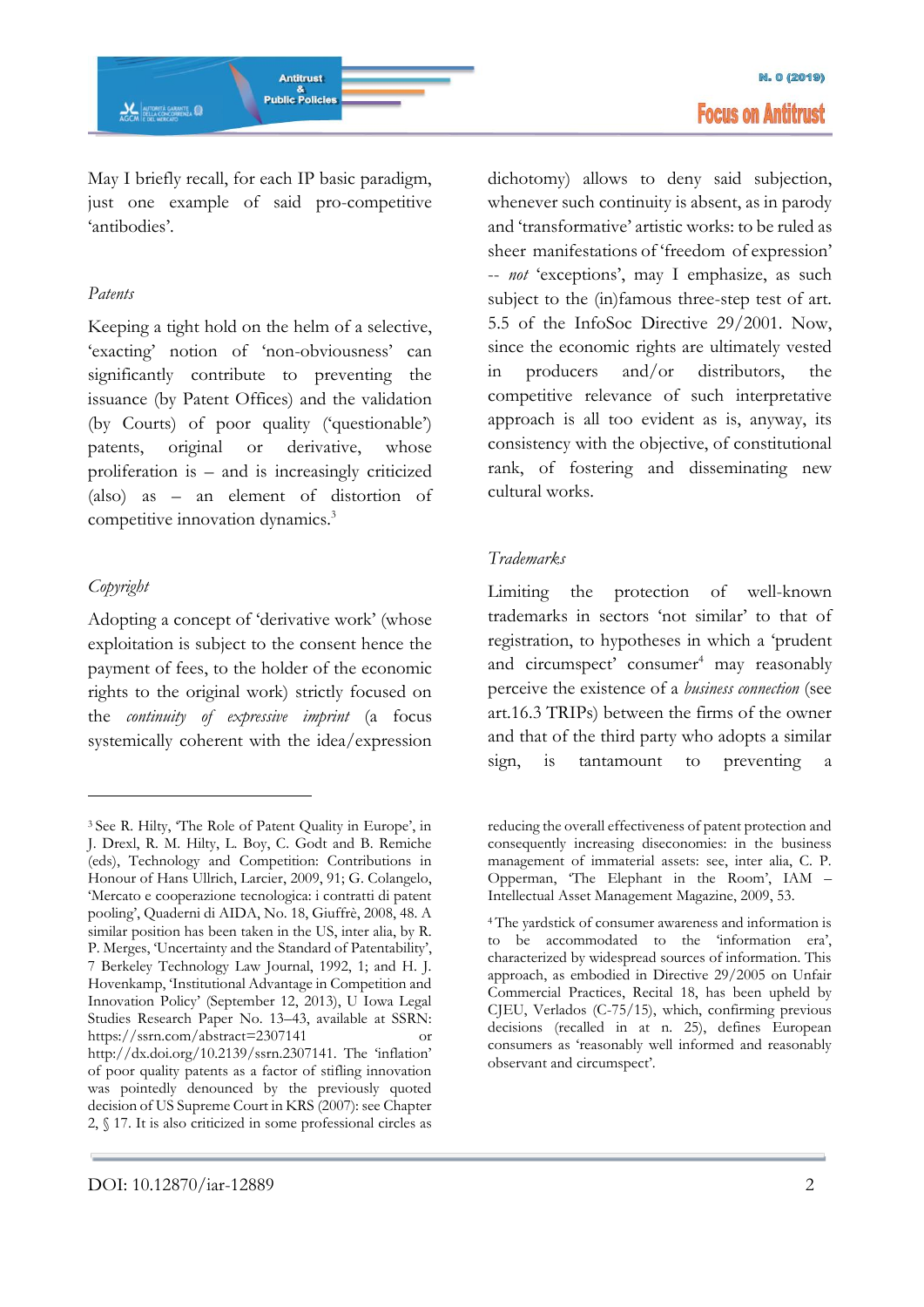May I briefly recall, for each IP basic paradigm, just one example of said pro-competitive 'antibodies'.

*Patents*

Keeping a tight hold on the helm of a selective, 'exacting' notion of 'non-obviousness' can significantly contribute to preventing the issuance (by Patent Offices) and the validation (by Courts) of poor quality ('questionable') patents, original or derivative, whose proliferation is – and is increasingly criticized (also) as – an element of distortion of competitive innovation dynamics.[3]

*Copyright*

Adopting a concept of 'derivative work' (whose exploitation is subject to the consent hence the payment of fees, to the holder of the economic rights to the original work) strictly focused on the *continuity of expressive imprint* (a focus systemically coherent with the idea/expression dichotomy) allows to deny said subjection, whenever such continuity is absent, as in parody and 'transformative' artistic works: to be ruled as sheer manifestations of 'freedom of expression' -- *not* 'exceptions', may I emphasize, as such subject to the (in)famous three-step test of art. 5.5 of the InfoSoc Directive 29/2001. Now, since the economic rights are ultimately vested in producers and/or distributors, the competitive relevance of such interpretative approach is all too evident as is, anyway, its consistency with the objective, of constitutional rank, of fostering and disseminating new cultural works.

*Trademarks*

Limiting the protection of well-known trademarks in sectors 'not similar' to that of registration, to hypotheses in which a 'prudent and circumspect' consumer[4] may reasonably perceive the existence of a *business connection* (see art.16.3 TRIPs) between the firms of the owner and that of the third party who adopts a similar sign, is tantamount to preventing a

---

[3] See R. Hilty, 'The Role of Patent Quality in Europe', in J. Drexl, R. M. Hilty, L. Boy, C. Godt and B. Remiche (eds), Technology and Competition: Contributions in Honour of Hans Ullrich, Larcier, 2009, 91; G. Colangelo, 'Mercato e cooperazione tecnologica: i contratti di patent pooling', Quaderni di AIDA, No. 18, Giuffrè, 2008, 48. A similar position has been taken in the US, inter alia, by R. P. Merges, 'Uncertainty and the Standard of Patentability', 7 Berkeley Technology Law Journal, 1992, 1; and H. J. Hovenkamp, 'Institutional Advantage in Competition and Innovation Policy' (September 12, 2013), U Iowa Legal Studies Research Paper No. 13–43, available at SSRN: https://ssrn.com/abstract=2307141 or http://dx.doi.org/10.2139/ssrn.2307141. The 'inflation' of poor quality patents as a factor of stifling innovation was pointedly denounced by the previously quoted decision of US Supreme Court in KRS (2007): see Chapter 2, § 17. It is also criticized in some professional circles as reducing the overall effectiveness of patent protection and consequently increasing diseconomies: in the business management of immaterial assets: see, inter alia, C. P. Opperman, 'The Elephant in the Room', IAM – Intellectual Asset Management Magazine, 2009, 53.

[4] The yardstick of consumer awareness and information is to be accommodated to the 'information era', characterized by widespread sources of information. This approach, as embodied in Directive 29/2005 on Unfair Commercial Practices, Recital 18, has been upheld by CJEU, Verlados (C-75/15), which, confirming previous decisions (recalled in at n. 25), defines European consumers as 'reasonably well informed and reasonably observant and circumspect'.

DOI: 10.12870/iar-12889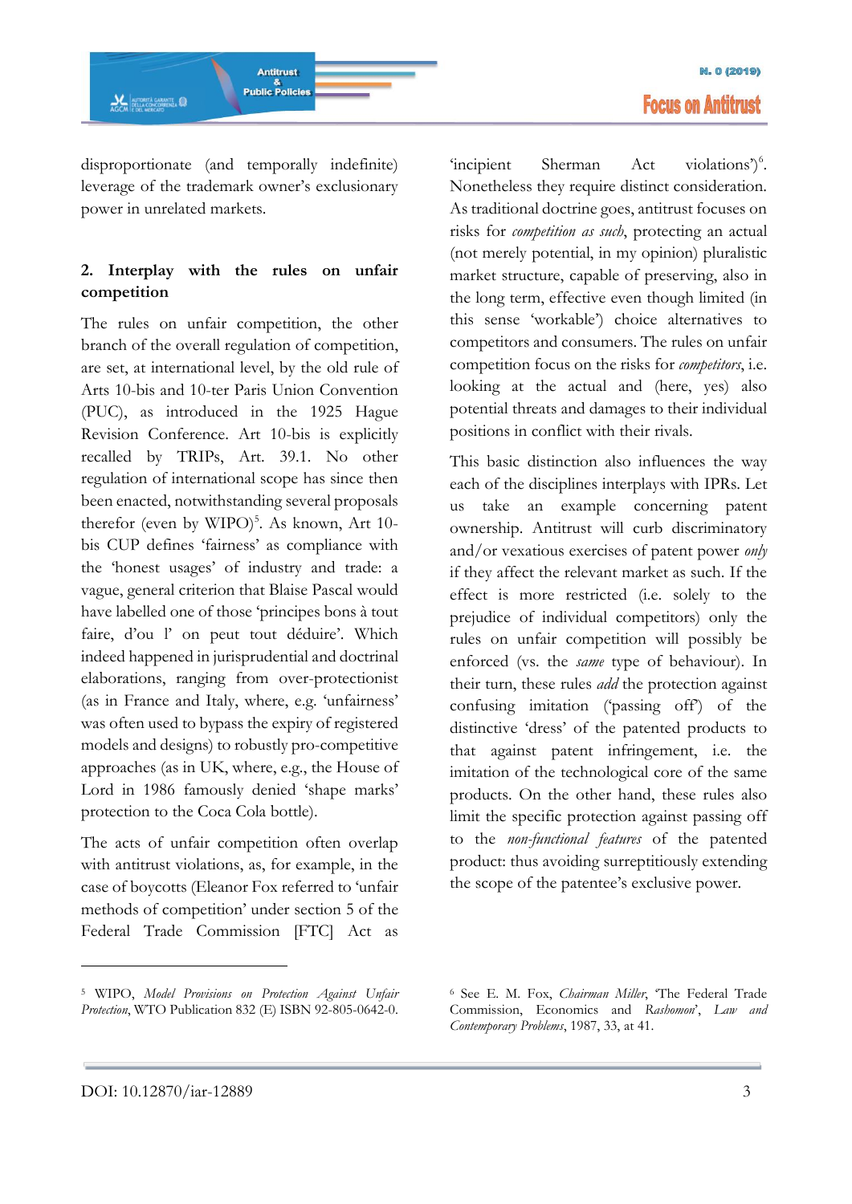disproportionate (and temporally indefinite) leverage of the trademark owner's exclusionary power in unrelated markets.

## 2. Interplay with the rules on unfair competition

The rules on unfair competition, the other branch of the overall regulation of competition, are set, at international level, by the old rule of Arts 10-bis and 10-ter Paris Union Convention (PUC), as introduced in the 1925 Hague Revision Conference. Art 10-bis is explicitly recalled by TRIPs, Art. 39.1. No other regulation of international scope has since then been enacted, notwithstanding several proposals therefor (even by WIPO)[5]. As known, Art 10-bis CUP defines 'fairness' as compliance with the 'honest usages' of industry and trade: a vague, general criterion that Blaise Pascal would have labelled one of those 'principes bons à tout faire, d'ou l' on peut tout déduire'. Which indeed happened in jurisprudential and doctrinal elaborations, ranging from over-protectionist (as in France and Italy, where, e.g. 'unfairness' was often used to bypass the expiry of registered models and designs) to robustly pro-competitive approaches (as in UK, where, e.g., the House of Lord in 1986 famously denied 'shape marks' protection to the Coca Cola bottle).

The acts of unfair competition often overlap with antitrust violations, as, for example, in the case of boycotts (Eleanor Fox referred to 'unfair methods of competition' under section 5 of the Federal Trade Commission [FTC] Act as 'incipient Sherman Act violations')[6]. Nonetheless they require distinct consideration. As traditional doctrine goes, antitrust focuses on risks for *competition as such*, protecting an actual (not merely potential, in my opinion) pluralistic market structure, capable of preserving, also in the long term, effective even though limited (in this sense 'workable') choice alternatives to competitors and consumers. The rules on unfair competition focus on the risks for *competitors*, i.e. looking at the actual and (here, yes) also potential threats and damages to their individual positions in conflict with their rivals.

This basic distinction also influences the way each of the disciplines interplays with IPRs. Let us take an example concerning patent ownership. Antitrust will curb discriminatory and/or vexatious exercises of patent power *only* if they affect the relevant market as such. If the effect is more restricted (i.e. solely to the prejudice of individual competitors) only the rules on unfair competition will possibly be enforced (vs. the *same* type of behaviour). In their turn, these rules *add* the protection against confusing imitation ('passing off') of the distinctive 'dress' of the patented products to that against patent infringement, i.e. the imitation of the technological core of the same products. On the other hand, these rules also limit the specific protection against passing off to the *non-functional features* of the patented product: thus avoiding surreptitiously extending the scope of the patentee's exclusive power.

---

[5] WIPO, *Model Provisions on Protection Against Unfair Protection*, WTO Publication 832 (E) ISBN 92-805-0642-0.

[6] See E. M. Fox, *Chairman Miller*, 'The Federal Trade Commission, Economics and *Rashomon*', *Law and Contemporary Problems*, 1987, 33, at 41.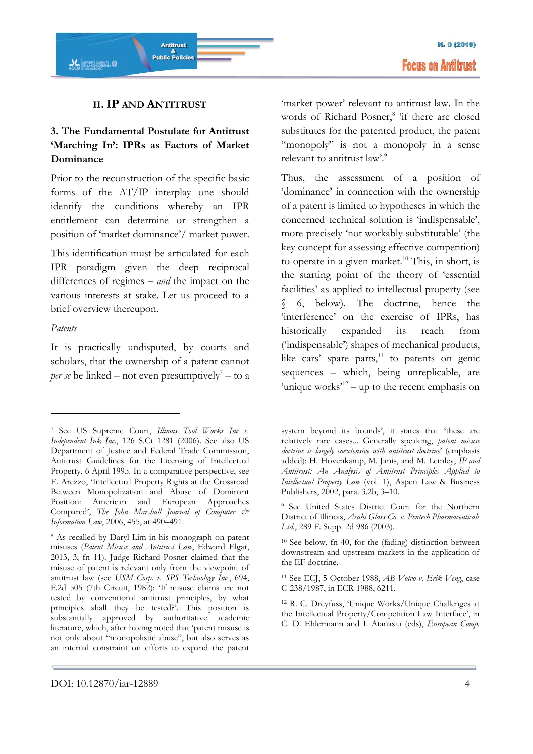## II. IP AND ANTITRUST

### 3. The Fundamental Postulate for Antitrust 'Marching In': IPRs as Factors of Market Dominance

Prior to the reconstruction of the specific basic forms of the AT/IP interplay one should identify the conditions whereby an IPR entitlement can determine or strengthen a position of 'market dominance'/ market power.

This identification must be articulated for each IPR paradigm given the deep reciprocal differences of regimes – *and* the impact on the various interests at stake. Let us proceed to a brief overview thereupon.

*Patents*

It is practically undisputed, by courts and scholars, that the ownership of a patent cannot *per se* be linked – not even presumptively[7] – to a 'market power' relevant to antitrust law. In the words of Richard Posner,[8] 'if there are closed substitutes for the patented product, the patent "monopoly" is not a monopoly in a sense relevant to antitrust law'.[9]

Thus, the assessment of a position of 'dominance' in connection with the ownership of a patent is limited to hypotheses in which the concerned technical solution is 'indispensable', more precisely 'not workably substitutable' (the key concept for assessing effective competition) to operate in a given market.[10] This, in short, is the starting point of the theory of 'essential facilities' as applied to intellectual property (see § 6, below). The doctrine, hence the 'interference' on the exercise of IPRs, has historically expanded its reach from ('indispensable') shapes of mechanical products, like cars' spare parts,[11] to patents on genic sequences – which, being unreplicable, are 'unique works'[12] – up to the recent emphasis on

---

[7] See US Supreme Court, *Illinois Tool Works Inc v. Independent Ink Inc.*, 126 S.Ct 1281 (2006). See also US Department of Justice and Federal Trade Commission, Antitrust Guidelines for the Licensing of Intellectual Property, 6 April 1995. In a comparative perspective, see E. Arezzo, 'Intellectual Property Rights at the Crossroad Between Monopolization and Abuse of Dominant Position: American and European Approaches Compared', *The John Marshall Journal of Computer & Information Law*, 2006, 455, at 490–491.

[8] As recalled by Daryl Lim in his monograph on patent misuses (*Patent Misuse and Antitrust Law*, Edward Elgar, 2013, 3, fn 11). Judge Richard Posner claimed that the misuse of patent is relevant only from the viewpoint of antitrust law (see *USM Corp. v. SPS Technology Inc.*, 694, F.2d 505 (7th Circuit, 1982): 'If misuse claims are not tested by conventional antitrust principles, by what principles shall they be tested?'. This position is substantially approved by authoritative academic literature, which, after having noted that 'patent misuse is not only about "monopolistic abuse", but also serves as an internal constraint on efforts to expand the patent system beyond its bounds', it states that 'these are relatively rare cases... Generally speaking, *patent misuse doctrine is largely coextensive with antitrust doctrine*' (emphasis added): H. Hovenkamp, M. Janis, and M. Lemley, *IP and Antitrust: An Analysis of Antitrust Principles Applied to Intellectual Property Law* (vol. 1), Aspen Law & Business Publishers, 2002, para. 3.2b, 3–10.

[9] See United States District Court for the Northern District of Illinois, *Asahi Glass Co. v. Pentech Pharmaceuticals Ltd.*, 289 F. Supp. 2d 986 (2003).

[10] See below, fn 40, for the (fading) distinction between downstream and upstream markets in the application of the EF doctrine.

[11] See ECJ, 5 October 1988, *AB Volvo v. Erik Veng*, case C-238/1987, in ECR 1988, 6211.

[12] R. C. Dreyfuss, 'Unique Works/Unique Challenges at the Intellectual Property/Competition Law Interface', in C. D. Ehlermann and I. Atanasiu (eds), *European Comp.*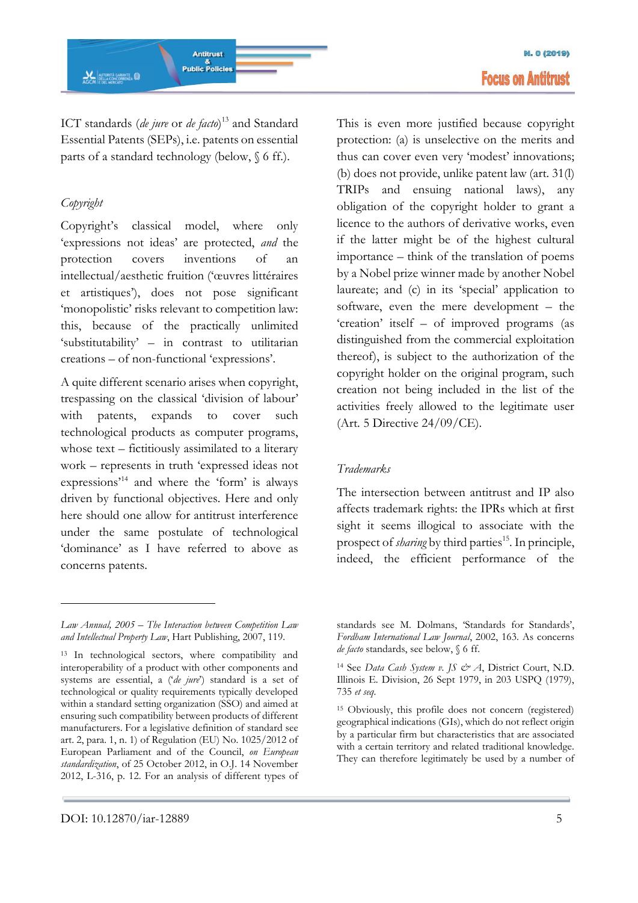ICT standards (*de jure* or *de facto*)[13] and Standard Essential Patents (SEPs), i.e. patents on essential parts of a standard technology (below, § 6 ff.).

*Copyright*

Copyright's classical model, where only 'expressions not ideas' are protected, *and* the protection covers inventions of an intellectual/aesthetic fruition ('œuvres littéraires et artistiques'), does not pose significant 'monopolistic' risks relevant to competition law: this, because of the practically unlimited 'substitutability' – in contrast to utilitarian creations – of non-functional 'expressions'.

A quite different scenario arises when copyright, trespassing on the classical 'division of labour' with patents, expands to cover such technological products as computer programs, whose text – fictitiously assimilated to a literary work – represents in truth 'expressed ideas not expressions'[14] and where the 'form' is always driven by functional objectives. Here and only here should one allow for antitrust interference under the same postulate of technological 'dominance' as I have referred to above as concerns patents.

This is even more justified because copyright protection: (a) is unselective on the merits and thus can cover even very 'modest' innovations; (b) does not provide, unlike patent law (art. 31(l) TRIPs and ensuing national laws), any obligation of the copyright holder to grant a licence to the authors of derivative works, even if the latter might be of the highest cultural importance – think of the translation of poems by a Nobel prize winner made by another Nobel laureate; and (c) in its 'special' application to software, even the mere development – the 'creation' itself – of improved programs (as distinguished from the commercial exploitation thereof), is subject to the authorization of the copyright holder on the original program, such creation not being included in the list of the activities freely allowed to the legitimate user (Art. 5 Directive 24/09/CE).

*Trademarks*

The intersection between antitrust and IP also affects trademark rights: the IPRs which at first sight it seems illogical to associate with the prospect of *sharing* by third parties[15]. In principle, indeed, the efficient performance of the

---

*Law Annual, 2005 – The Interaction between Competition Law and Intellectual Property Law*, Hart Publishing, 2007, 119.

[13] In technological sectors, where compatibility and interoperability of a product with other components and systems are essential, a ('*de jure*') standard is a set of technological or quality requirements typically developed within a standard setting organization (SSO) and aimed at ensuring such compatibility between products of different manufacturers. For a legislative definition of standard see art. 2, para. 1, n. 1) of Regulation (EU) No. 1025/2012 of European Parliament and of the Council, *on European standardization*, of 25 October 2012, in O.J. 14 November 2012, L-316, p. 12. For an analysis of different types of standards see M. Dolmans, 'Standards for Standards', *Fordham International Law Journal*, 2002, 163. As concerns *de facto* standards, see below, § 6 ff.

[14] See *Data Cash System v. JS & A*, District Court, N.D. Illinois E. Division, 26 Sept 1979, in 203 USPQ (1979), 735 *et seq*.

[15] Obviously, this profile does not concern (registered) geographical indications (GIs), which do not reflect origin by a particular firm but characteristics that are associated with a certain territory and related traditional knowledge. They can therefore legitimately be used by a number of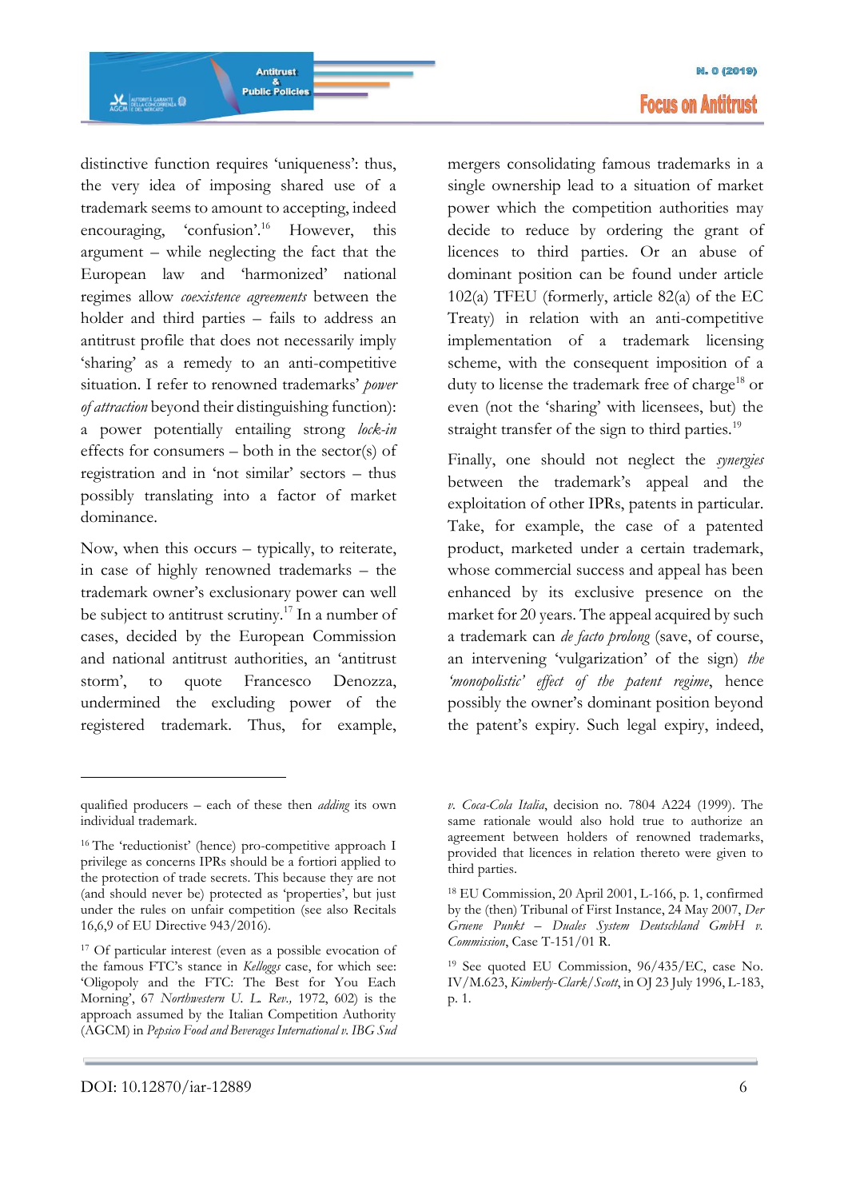distinctive function requires 'uniqueness': thus, the very idea of imposing shared use of a trademark seems to amount to accepting, indeed encouraging, 'confusion'.[16] However, this argument – while neglecting the fact that the European law and 'harmonized' national regimes allow *coexistence agreements* between the holder and third parties – fails to address an antitrust profile that does not necessarily imply 'sharing' as a remedy to an anti-competitive situation. I refer to renowned trademarks' *power of attraction* beyond their distinguishing function): a power potentially entailing strong *lock-in* effects for consumers – both in the sector(s) of registration and in 'not similar' sectors – thus possibly translating into a factor of market dominance.

Now, when this occurs – typically, to reiterate, in case of highly renowned trademarks – the trademark owner's exclusionary power can well be subject to antitrust scrutiny.[17] In a number of cases, decided by the European Commission and national antitrust authorities, an 'antitrust storm', to quote Francesco Denozza, undermined the excluding power of the registered trademark. Thus, for example, mergers consolidating famous trademarks in a single ownership lead to a situation of market power which the competition authorities may decide to reduce by ordering the grant of licences to third parties. Or an abuse of dominant position can be found under article 102(a) TFEU (formerly, article 82(a) of the EC Treaty) in relation with an anti-competitive implementation of a trademark licensing scheme, with the consequent imposition of a duty to license the trademark free of charge[18] or even (not the 'sharing' with licensees, but) the straight transfer of the sign to third parties.[19]

Finally, one should not neglect the *synergies* between the trademark's appeal and the exploitation of other IPRs, patents in particular. Take, for example, the case of a patented product, marketed under a certain trademark, whose commercial success and appeal has been enhanced by its exclusive presence on the market for 20 years. The appeal acquired by such a trademark can *de facto prolong* (save, of course, an intervening 'vulgarization' of the sign) *the 'monopolistic' effect of the patent regime*, hence possibly the owner's dominant position beyond the patent's expiry. Such legal expiry, indeed,

---

qualified producers – each of these then *adding* its own individual trademark.

[16] The 'reductionist' (hence) pro-competitive approach I privilege as concerns IPRs should be a fortiori applied to the protection of trade secrets. This because they are not (and should never be) protected as 'properties', but just under the rules on unfair competition (see also Recitals 16,6,9 of EU Directive 943/2016).

[17] Of particular interest (even as a possible evocation of the famous FTC's stance in *Kelloggs* case, for which see: 'Oligopoly and the FTC: The Best for You Each Morning', 67 *Northwestern U. L. Rev.*, 1972, 602) is the approach assumed by the Italian Competition Authority (AGCM) in *Pepsico Food and Beverages International v. IBG Sud v. Coca-Cola Italia*, decision no. 7804 A224 (1999). The same rationale would also hold true to authorize an agreement between holders of renowned trademarks, provided that licences in relation thereto were given to third parties.

[18] EU Commission, 20 April 2001, L-166, p. 1, confirmed by the (then) Tribunal of First Instance, 24 May 2007, *Der Gruene Punkt – Duales System Deutschland GmbH v. Commission*, Case T-151/01 R.

[19] See quoted EU Commission, 96/435/EC, case No. IV/M.623, *Kimberly-Clark/Scott*, in OJ 23 July 1996, L-183, p. 1.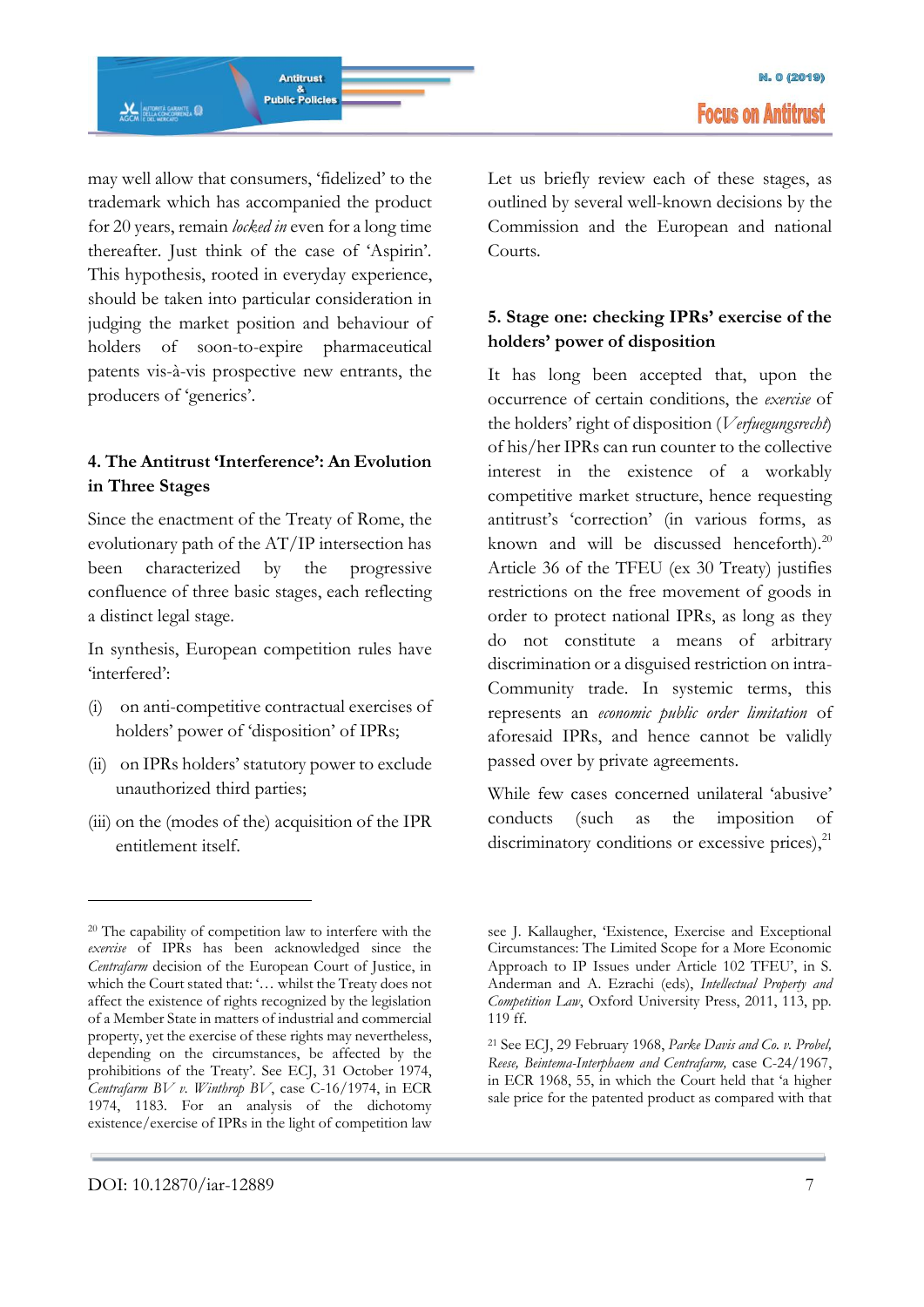may well allow that consumers, 'fidelized' to the trademark which has accompanied the product for 20 years, remain *locked in* even for a long time thereafter. Just think of the case of 'Aspirin'. This hypothesis, rooted in everyday experience, should be taken into particular consideration in judging the market position and behaviour of holders of soon-to-expire pharmaceutical patents vis-à-vis prospective new entrants, the producers of 'generics'.

## 4. The Antitrust 'Interference': An Evolution in Three Stages

Since the enactment of the Treaty of Rome, the evolutionary path of the AT/IP intersection has been characterized by the progressive confluence of three basic stages, each reflecting a distinct legal stage.

In synthesis, European competition rules have 'interfered':

(i) on anti-competitive contractual exercises of holders' power of 'disposition' of IPRs;

(ii) on IPRs holders' statutory power to exclude unauthorized third parties;

(iii) on the (modes of the) acquisition of the IPR entitlement itself.

Let us briefly review each of these stages, as outlined by several well-known decisions by the Commission and the European and national Courts.

## 5. Stage one: checking IPRs' exercise of the holders' power of disposition

It has long been accepted that, upon the occurrence of certain conditions, the *exercise* of the holders' right of disposition (*Verfuegungsrecht*) of his/her IPRs can run counter to the collective interest in the existence of a workably competitive market structure, hence requesting antitrust's 'correction' (in various forms, as known and will be discussed henceforth).[20] Article 36 of the TFEU (ex 30 Treaty) justifies restrictions on the free movement of goods in order to protect national IPRs, as long as they do not constitute a means of arbitrary discrimination or a disguised restriction on intra-Community trade. In systemic terms, this represents an *economic public order limitation* of aforesaid IPRs, and hence cannot be validly passed over by private agreements.

While few cases concerned unilateral 'abusive' conducts (such as the imposition of discriminatory conditions or excessive prices),[21]

---

[20] The capability of competition law to interfere with the *exercise* of IPRs has been acknowledged since the *Centrafarm* decision of the European Court of Justice, in which the Court stated that: '… whilst the Treaty does not affect the existence of rights recognized by the legislation of a Member State in matters of industrial and commercial property, yet the exercise of these rights may nevertheless, depending on the circumstances, be affected by the prohibitions of the Treaty'. See ECJ, 31 October 1974, *Centrafarm BV v. Winthrop BV*, case C-16/1974, in ECR 1974, 1183. For an analysis of the dichotomy existence/exercise of IPRs in the light of competition law see J. Kallaugher, 'Existence, Exercise and Exceptional Circumstances: The Limited Scope for a More Economic Approach to IP Issues under Article 102 TFEU', in S. Anderman and A. Ezrachi (eds), *Intellectual Property and Competition Law*, Oxford University Press, 2011, 113, pp. 119 ff.

[21] See ECJ, 29 February 1968, *Parke Davis and Co. v. Probel, Reese, Beintema-Interphaem and Centrafarm*, case C-24/1967, in ECR 1968, 55, in which the Court held that 'a higher sale price for the patented product as compared with that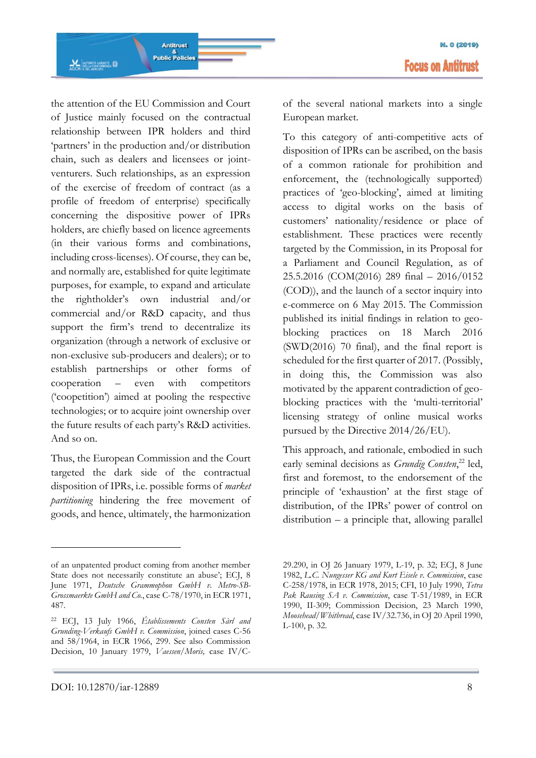the attention of the EU Commission and Court of Justice mainly focused on the contractual relationship between IPR holders and third 'partners' in the production and/or distribution chain, such as dealers and licensees or joint-venturers. Such relationships, as an expression of the exercise of freedom of contract (as a profile of freedom of enterprise) specifically concerning the dispositive power of IPRs holders, are chiefly based on licence agreements (in their various forms and combinations, including cross-licenses). Of course, they can be, and normally are, established for quite legitimate purposes, for example, to expand and articulate the rightholder's own industrial and/or commercial and/or R&D capacity, and thus support the firm's trend to decentralize its organization (through a network of exclusive or non-exclusive sub-producers and dealers); or to establish partnerships or other forms of cooperation – even with competitors ('coopetition') aimed at pooling the respective technologies; or to acquire joint ownership over the future results of each party's R&D activities. And so on.

Thus, the European Commission and the Court targeted the dark side of the contractual disposition of IPRs, i.e. possible forms of *market partitioning* hindering the free movement of goods, and hence, ultimately, the harmonization of the several national markets into a single European market.

To this category of anti-competitive acts of disposition of IPRs can be ascribed, on the basis of a common rationale for prohibition and enforcement, the (technologically supported) practices of 'geo-blocking', aimed at limiting access to digital works on the basis of customers' nationality/residence or place of establishment. These practices were recently targeted by the Commission, in its Proposal for a Parliament and Council Regulation, as of 25.5.2016 (COM(2016) 289 final – 2016/0152 (COD)), and the launch of a sector inquiry into e-commerce on 6 May 2015. The Commission published its initial findings in relation to geo-blocking practices on 18 March 2016 (SWD(2016) 70 final), and the final report is scheduled for the first quarter of 2017. (Possibly, in doing this, the Commission was also motivated by the apparent contradiction of geo-blocking practices with the 'multi-territorial' licensing strategy of online musical works pursued by the Directive 2014/26/EU).

This approach, and rationale, embodied in such early seminal decisions as *Grundig Consten*,[22] led, first and foremost, to the endorsement of the principle of 'exhaustion' at the first stage of distribution, of the IPRs' power of control on distribution – a principle that, allowing parallel

---

of an unpatented product coming from another member State does not necessarily constitute an abuse'; ECJ, 8 June 1971, *Deutsche Grammophon GmbH v. Metro-SB-Grossmaerkte GmbH and Co.*, case C-78/1970, in ECR 1971, 487.

[22] ECJ, 13 July 1966, *Établissements Consten Sàrl and Grunding-Verkaufs GmbH v. Commission*, joined cases C-56 and 58/1964, in ECR 1966, 299. See also Commission Decision, 10 January 1979, *Vaessen/Moris,* case IV/C-29.290, in OJ 26 January 1979, L-19, p. 32; ECJ, 8 June 1982, *L.C. Nungesser KG and Kurt Eisele v. Commission*, case C-258/1978, in ECR 1978, 2015; CFI, 10 July 1990, *Tetra Pak Rausing SA v. Commission*, case T-51/1989, in ECR 1990, II-309; Commission Decision, 23 March 1990, *Moosehead/Whitbread*, case IV/32.736, in OJ 20 April 1990, L-100, p. 32.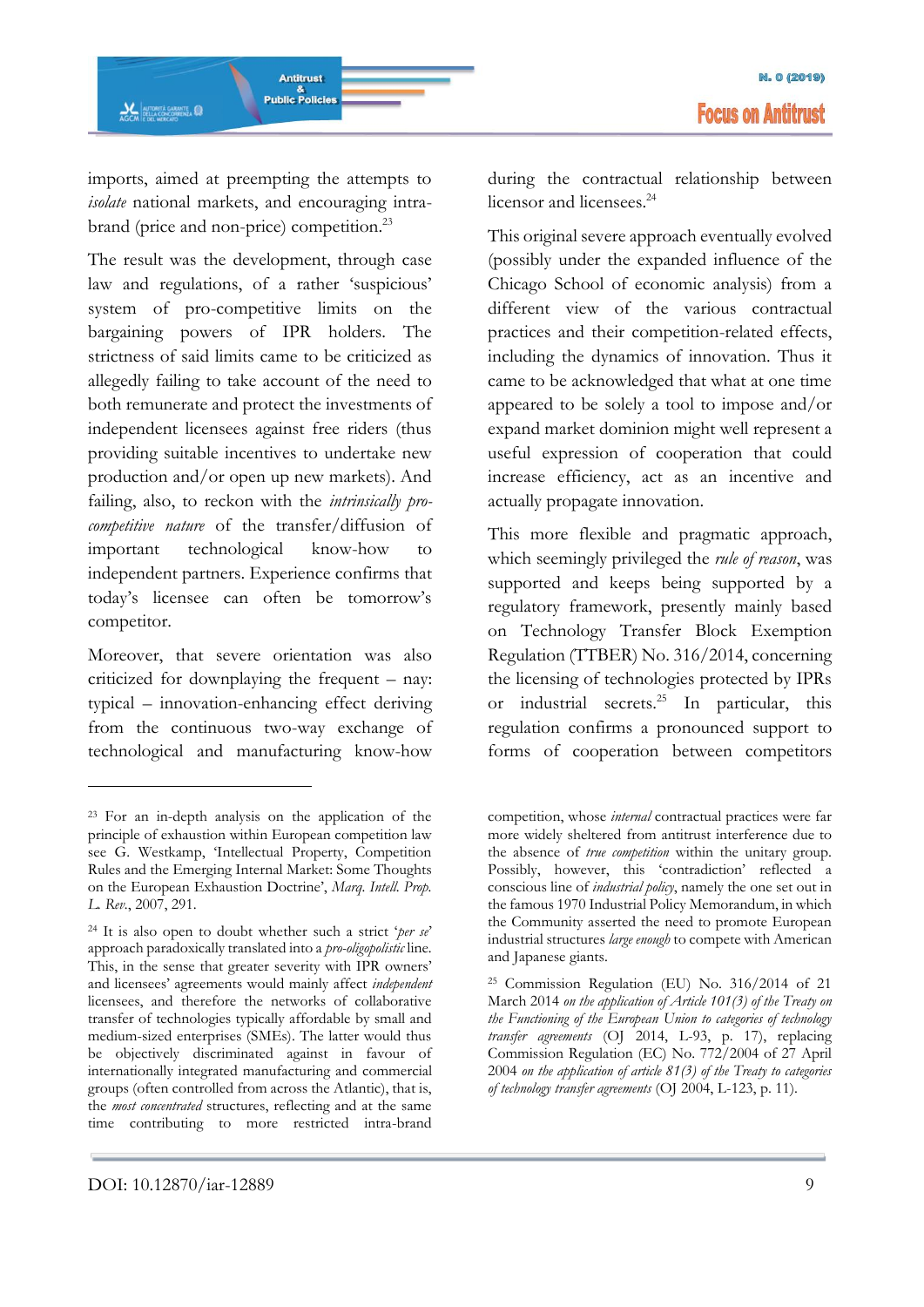imports, aimed at preempting the attempts to *isolate* national markets, and encouraging intra-brand (price and non-price) competition.[23]

The result was the development, through case law and regulations, of a rather 'suspicious' system of pro-competitive limits on the bargaining powers of IPR holders. The strictness of said limits came to be criticized as allegedly failing to take account of the need to both remunerate and protect the investments of independent licensees against free riders (thus providing suitable incentives to undertake new production and/or open up new markets). And failing, also, to reckon with the *intrinsically pro-competitive nature* of the transfer/diffusion of important technological know-how to independent partners. Experience confirms that today's licensee can often be tomorrow's competitor.

Moreover, that severe orientation was also criticized for downplaying the frequent – nay: typical – innovation-enhancing effect deriving from the continuous two-way exchange of technological and manufacturing know-how during the contractual relationship between licensor and licensees.[24]

This original severe approach eventually evolved (possibly under the expanded influence of the Chicago School of economic analysis) from a different view of the various contractual practices and their competition-related effects, including the dynamics of innovation. Thus it came to be acknowledged that what at one time appeared to be solely a tool to impose and/or expand market dominion might well represent a useful expression of cooperation that could increase efficiency, act as an incentive and actually propagate innovation.

This more flexible and pragmatic approach, which seemingly privileged the *rule of reason*, was supported and keeps being supported by a regulatory framework, presently mainly based on Technology Transfer Block Exemption Regulation (TTBER) No. 316/2014, concerning the licensing of technologies protected by IPRs or industrial secrets.[25] In particular, this regulation confirms a pronounced support to forms of cooperation between competitors

---

[23] For an in-depth analysis on the application of the principle of exhaustion within European competition law see G. Westkamp, 'Intellectual Property, Competition Rules and the Emerging Internal Market: Some Thoughts on the European Exhaustion Doctrine', *Marq. Intell. Prop. L. Rev.*, 2007, 291.

[24] It is also open to doubt whether such a strict '*per se*' approach paradoxically translated into a *pro-oligopolistic* line. This, in the sense that greater severity with IPR owners' and licensees' agreements would mainly affect *independent* licensees, and therefore the networks of collaborative transfer of technologies typically affordable by small and medium-sized enterprises (SMEs). The latter would thus be objectively discriminated against in favour of internationally integrated manufacturing and commercial groups (often controlled from across the Atlantic), that is, the *most concentrated* structures, reflecting and at the same time contributing to more restricted intra-brand competition, whose *internal* contractual practices were far more widely sheltered from antitrust interference due to the absence of *true competition* within the unitary group. Possibly, however, this 'contradiction' reflected a conscious line of *industrial policy*, namely the one set out in the famous 1970 Industrial Policy Memorandum, in which the Community asserted the need to promote European industrial structures *large enough* to compete with American and Japanese giants.

[25] Commission Regulation (EU) No. 316/2014 of 21 March 2014 *on the application of Article 101(3) of the Treaty on the Functioning of the European Union to categories of technology transfer agreements* (OJ 2014, L-93, p. 17), replacing Commission Regulation (EC) No. 772/2004 of 27 April 2004 *on the application of article 81(3) of the Treaty to categories of technology transfer agreements* (OJ 2004, L-123, p. 11).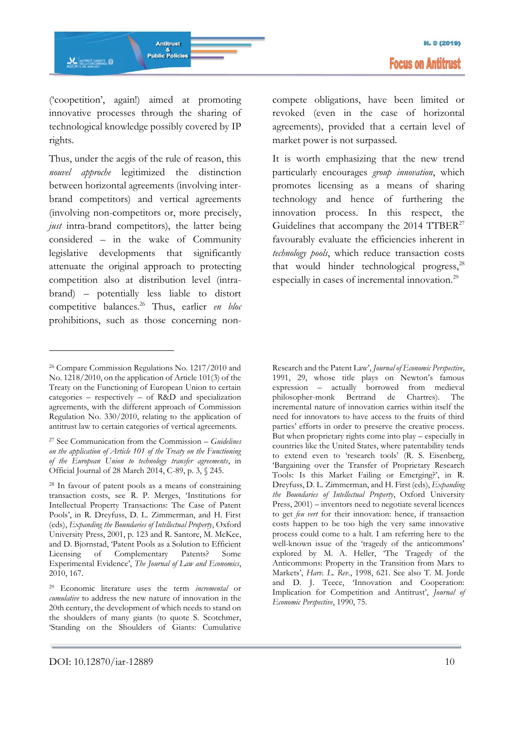('coopetition', again!) aimed at promoting innovative processes through the sharing of technological knowledge possibly covered by IP rights.

Thus, under the aegis of the rule of reason, this *nouvel approche* legitimized the distinction between horizontal agreements (involving inter-brand competitors) and vertical agreements (involving non-competitors or, more precisely, *just* intra-brand competitors), the latter being considered – in the wake of Community legislative developments that significantly attenuate the original approach to protecting competition also at distribution level (intra-brand) – potentially less liable to distort competitive balances.[26] Thus, earlier *en bloc* prohibitions, such as those concerning non-compete obligations, have been limited or revoked (even in the case of horizontal agreements), provided that a certain level of market power is not surpassed.

It is worth emphasizing that the new trend particularly encourages *group innovation*, which promotes licensing as a means of sharing technology and hence of furthering the innovation process. In this respect, the Guidelines that accompany the 2014 TTBER[27] favourably evaluate the efficiencies inherent in *technology pools*, which reduce transaction costs that would hinder technological progress,[28] especially in cases of incremental innovation.[29]

---

[26] Compare Commission Regulations No. 1217/2010 and No. 1218/2010, on the application of Article 101(3) of the Treaty on the Functioning of European Union to certain categories – respectively – of R&D and specialization agreements, with the different approach of Commission Regulation No. 330/2010, relating to the application of antitrust law to certain categories of vertical agreements.

[27] See Communication from the Commission – *Guidelines on the application of Article 101 of the Treaty on the Functioning of the European Union to technology transfer agreements*, in Official Journal of 28 March 2014, C-89, p. 3, § 245.

[28] In favour of patent pools as a means of constraining transaction costs, see R. P. Merges, 'Institutions for Intellectual Property Transactions: The Case of Patent Pools', in R. Dreyfuss, D. L. Zimmerman, and H. First (eds), *Expanding the Boundaries of Intellectual Property*, Oxford University Press, 2001, p. 123 and R. Santore, M. McKee, and D. Bjornstad, 'Patent Pools as a Solution to Efficient Licensing of Complementary Patents? Some Experimental Evidence', *The Journal of Law and Economics*, 2010, 167.

[29] Economic literature uses the term *incremental* or *cumulative* to address the new nature of innovation in the 20th century, the development of which needs to stand on the shoulders of many giants (to quote S. Scotchmer, 'Standing on the Shoulders of Giants: Cumulative Research and the Patent Law', *Journal of Economic Perspective*, 1991, 29, whose title plays on Newton's famous expression – actually borrowed from medieval philosopher-monk Bertrand de Chartres). The incremental nature of innovation carries within itself the need for innovators to have access to the fruits of third parties' efforts in order to preserve the creative process. But when proprietary rights come into play – especially in countries like the United States, where patentability tends to extend even to 'research tools' (R. S. Eisenberg, 'Bargaining over the Transfer of Proprietary Research Tools: Is this Market Failing or Emerging?', in R. Dreyfuss, D. L. Zimmerman, and H. First (eds), *Expanding the Boundaries of Intellectual Property*, Oxford University Press, 2001) – inventors need to negotiate several licences to get *feu vert* for their innovation: hence, if transaction costs happen to be too high the very same innovative process could come to a halt. I am referring here to the well-known issue of the 'tragedy of the anticommons' explored by M. A. Heller, 'The Tragedy of the Anticommons: Property in the Transition from Marx to Markets', *Harv. L. Rev.*, 1998, 621. See also T. M. Jorde and D. J. Teece, 'Innovation and Cooperation: Implication for Competition and Antitrust', *Journal of Economic Perspective*, 1990, 75.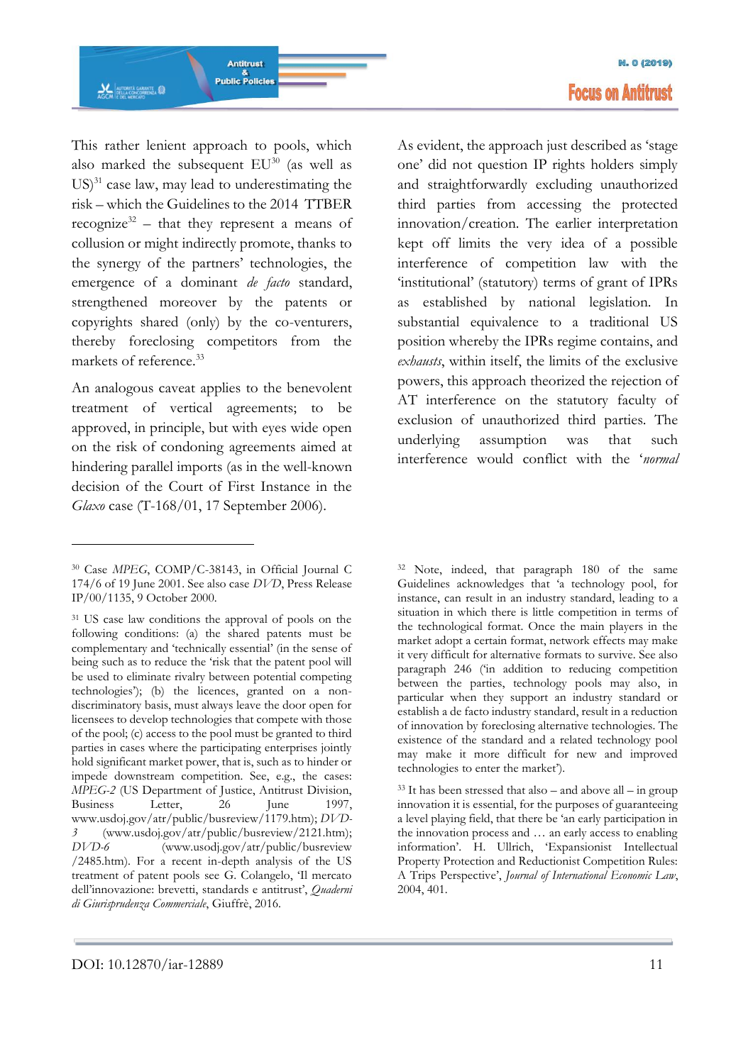This rather lenient approach to pools, which also marked the subsequent EU[30] (as well as US)[31] case law, may lead to underestimating the risk – which the Guidelines to the 2014 TTBER recognize[32] – that they represent a means of collusion or might indirectly promote, thanks to the synergy of the partners' technologies, the emergence of a dominant *de facto* standard, strengthened moreover by the patents or copyrights shared (only) by the co-venturers, thereby foreclosing competitors from the markets of reference.[33]

An analogous caveat applies to the benevolent treatment of vertical agreements; to be approved, in principle, but with eyes wide open on the risk of condoning agreements aimed at hindering parallel imports (as in the well-known decision of the Court of First Instance in the *Glaxo* case (T-168/01, 17 September 2006).

As evident, the approach just described as 'stage one' did not question IP rights holders simply and straightforwardly excluding unauthorized third parties from accessing the protected innovation/creation. The earlier interpretation kept off limits the very idea of a possible interference of competition law with the 'institutional' (statutory) terms of grant of IPRs as established by national legislation. In substantial equivalence to a traditional US position whereby the IPRs regime contains, and *exhausts*, within itself, the limits of the exclusive powers, this approach theorized the rejection of AT interference on the statutory faculty of exclusion of unauthorized third parties. The underlying assumption was that such interference would conflict with the '*normal*

---

[30] Case *MPEG*, COMP/C-38143, in Official Journal C 174/6 of 19 June 2001. See also case *DVD*, Press Release IP/00/1135, 9 October 2000.

[31] US case law conditions the approval of pools on the following conditions: (a) the shared patents must be complementary and 'technically essential' (in the sense of being such as to reduce the 'risk that the patent pool will be used to eliminate rivalry between potential competing technologies'); (b) the licences, granted on a non-discriminatory basis, must always leave the door open for licensees to develop technologies that compete with those of the pool; (c) access to the pool must be granted to third parties in cases where the participating enterprises jointly hold significant market power, that is, such as to hinder or impede downstream competition. See, e.g., the cases: *MPEG-2* (US Department of Justice, Antitrust Division, Business Letter, 26 June 1997, www.usdoj.gov/atr/public/busreview/1179.htm); *DVD-3* (www.usdoj.gov/atr/public/busreview/2121.htm); *DVD-6* (www.usdoj.gov/atr/public/busreview /2485.htm). For a recent in-depth analysis of the US treatment of patent pools see G. Colangelo, 'Il mercato dell'innovazione: brevetti, standards e antitrust', *Quaderni di Giurisprudenza Commerciale*, Giuffrè, 2016.

[32] Note, indeed, that paragraph 180 of the same Guidelines acknowledges that 'a technology pool, for instance, can result in an industry standard, leading to a situation in which there is little competition in terms of the technological format. Once the main players in the market adopt a certain format, network effects may make it very difficult for alternative formats to survive. See also paragraph 246 ('in addition to reducing competition between the parties, technology pools may also, in particular when they support an industry standard or establish a de facto industry standard, result in a reduction of innovation by foreclosing alternative technologies. The existence of the standard and a related technology pool may make it more difficult for new and improved technologies to enter the market').

[33] It has been stressed that also – and above all – in group innovation it is essential, for the purposes of guaranteeing a level playing field, that there be 'an early participation in the innovation process and … an early access to enabling information'. H. Ullrich, 'Expansionist Intellectual Property Protection and Reductionist Competition Rules: A Trips Perspective', *Journal of International Economic Law*, 2004, 401.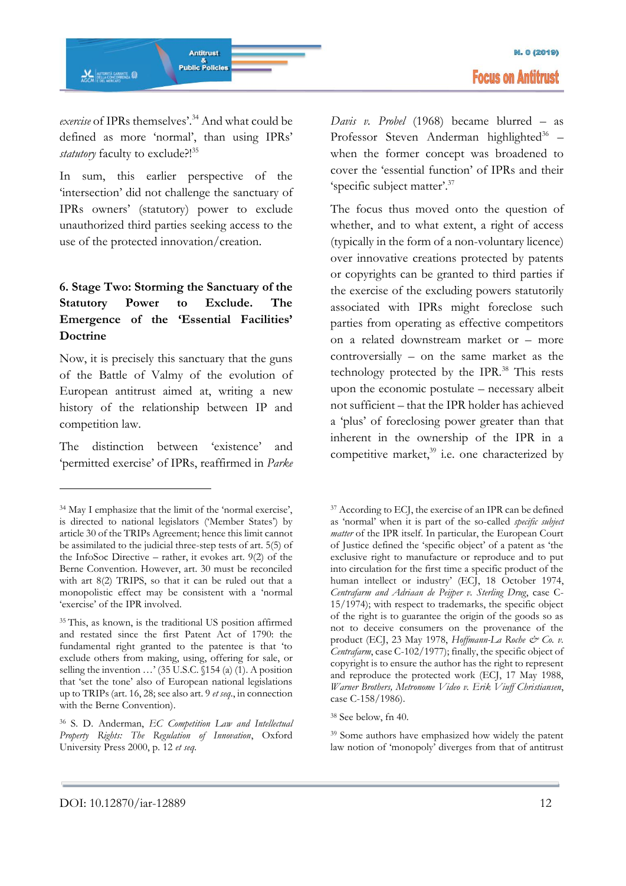*exercise* of IPRs themselves'.[34] And what could be defined as more 'normal', than using IPRs' *statutory* faculty to exclude?![35]

In sum, this earlier perspective of the 'intersection' did not challenge the sanctuary of IPRs owners' (statutory) power to exclude unauthorized third parties seeking access to the use of the protected innovation/creation.

## 6. Stage Two: Storming the Sanctuary of the Statutory Power to Exclude. The Emergence of the 'Essential Facilities' Doctrine

Now, it is precisely this sanctuary that the guns of the Battle of Valmy of the evolution of European antitrust aimed at, writing a new history of the relationship between IP and competition law.

The distinction between 'existence' and 'permitted exercise' of IPRs, reaffirmed in *Parke Davis v. Probel* (1968) became blurred – as Professor Steven Anderman highlighted[36] – when the former concept was broadened to cover the 'essential function' of IPRs and their 'specific subject matter'.[37]

The focus thus moved onto the question of whether, and to what extent, a right of access (typically in the form of a non-voluntary licence) over innovative creations protected by patents or copyrights can be granted to third parties if the exercise of the excluding powers statutorily associated with IPRs might foreclose such parties from operating as effective competitors on a related downstream market or – more controversially – on the same market as the technology protected by the IPR.[38] This rests upon the economic postulate – necessary albeit not sufficient – that the IPR holder has achieved a 'plus' of foreclosing power greater than that inherent in the ownership of the IPR in a competitive market,[39] i.e. one characterized by

---

[34] May I emphasize that the limit of the 'normal exercise', is directed to national legislators ('Member States') by article 30 of the TRIPs Agreement; hence this limit cannot be assimilated to the judicial three-step tests of art. 5(5) of the InfoSoc Directive – rather, it evokes art. 9(2) of the Berne Convention. However, art. 30 must be reconciled with art 8(2) TRIPS, so that it can be ruled out that a monopolistic effect may be consistent with a 'normal 'exercise' of the IPR involved.

[35] This, as known, is the traditional US position affirmed and restated since the first Patent Act of 1790: the fundamental right granted to the patentee is that 'to exclude others from making, using, offering for sale, or selling the invention …' (35 U.S.C. §154 (a) (1). A position that 'set the tone' also of European national legislations up to TRIPs (art. 16, 28; see also art. 9 *et seq.*, in connection with the Berne Convention).

[36] S. D. Anderman, *EC Competition Law and Intellectual Property Rights: The Regulation of Innovation*, Oxford University Press 2000, p. 12 *et seq.*

[37] According to ECJ, the exercise of an IPR can be defined as 'normal' when it is part of the so-called *specific subject matter* of the IPR itself. In particular, the European Court of Justice defined the 'specific object' of a patent as 'the exclusive right to manufacture or reproduce and to put into circulation for the first time a specific product of the human intellect or industry' (ECJ, 18 October 1974, *Centrafarm and Adriaan de Peijper v. Sterling Drug*, case C-15/1974); with respect to trademarks, the specific object of the right is to guarantee the origin of the goods so as not to deceive consumers on the provenance of the product (ECJ, 23 May 1978, *Hoffmann-La Roche & Co. v. Centrafarm*, case C-102/1977); finally, the specific object of copyright is to ensure the author has the right to represent and reproduce the protected work (ECJ, 17 May 1988, *Warner Brothers, Metronome Video v. Erik Viuff Christiansen*, case C-158/1986).

[38] See below, fn 40.

[39] Some authors have emphasized how widely the patent law notion of 'monopoly' diverges from that of antitrust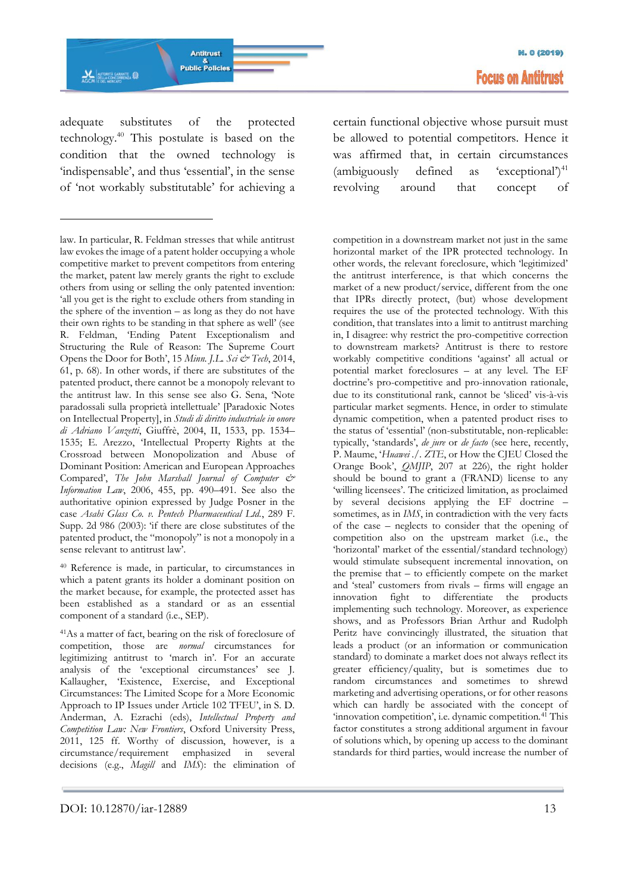adequate substitutes of the protected technology.[40] This postulate is based on the condition that the owned technology is 'indispensable', and thus 'essential', in the sense of 'not workably substitutable' for achieving a certain functional objective whose pursuit must be allowed to potential competitors. Hence it was affirmed that, in certain circumstances (ambiguously defined as 'exceptional')[41] revolving around that concept of

---

law. In particular, R. Feldman stresses that while antitrust law evokes the image of a patent holder occupying a whole competitive market to prevent competitors from entering the market, patent law merely grants the right to exclude others from using or selling the only patented invention: 'all you get is the right to exclude others from standing in the sphere of the invention – as long as they do not have their own rights to be standing in that sphere as well' (see R. Feldman, 'Ending Patent Exceptionalism and Structuring the Rule of Reason: The Supreme Court Opens the Door for Both', 15 *Minn. J.L. Sci & Tech*, 2014, 61, p. 68). In other words, if there are substitutes of the patented product, there cannot be a monopoly relevant to the antitrust law. In this sense see also G. Sena, 'Note paradossali sulla proprietà intellettuale' [Paradoxic Notes on Intellectual Property], in *Studi di diritto industriale in onore di Adriano Vanzetti*, Giuffrè, 2004, II, 1533, pp. 1534–1535; E. Arezzo, 'Intellectual Property Rights at the Crossroad between Monopolization and Abuse of Dominant Position: American and European Approaches Compared', *The John Marshall Journal of Computer & Information Law*, 2006, 455, pp. 490–491. See also the authoritative opinion expressed by Judge Posner in the case *Asahi Glass Co. v. Pentech Pharmaceutical Ltd.*, 289 F. Supp. 2d 986 (2003): 'if there are close substitutes of the patented product, the "monopoly" is not a monopoly in a sense relevant to antitrust law'.

[40] Reference is made, in particular, to circumstances in which a patent grants its holder a dominant position on the market because, for example, the protected asset has been established as a standard or as an essential component of a standard (i.e., SEP).

[41] As a matter of fact, bearing on the risk of foreclosure of competition, those are *normal* circumstances for legitimizing antitrust to 'march in'. For an accurate analysis of the 'exceptional circumstances' see J. Kallaugher, 'Existence, Exercise, and Exceptional Circumstances: The Limited Scope for a More Economic Approach to IP Issues under Article 102 TFEU', in S. D. Anderman, A. Ezrachi (eds), *Intellectual Property and Competition Law: New Frontiers*, Oxford University Press, 2011, 125 ff. Worthy of discussion, however, is a circumstance/requirement emphasized in several decisions (e.g., *Magill* and *IMS*): the elimination of competition in a downstream market not just in the same horizontal market of the IPR protected technology. In other words, the relevant foreclosure, which 'legitimized' the antitrust interference, is that which concerns the market of a new product/service, different from the one that IPRs directly protect, (but) whose development requires the use of the protected technology. With this condition, that translates into a limit to antitrust marching in, I disagree: why restrict the pro-competitive correction to downstream markets? Antitrust is there to restore workably competitive conditions 'against' all actual or potential market foreclosures – at any level. The EF doctrine's pro-competitive and pro-innovation rationale, due to its constitutional rank, cannot be 'sliced' vis-à-vis particular market segments. Hence, in order to stimulate dynamic competition, when a patented product rises to the status of 'essential' (non-substitutable, non-replicable: typically, 'standards', *de jure* or *de facto* (see here, recently, P. Maume, '*Huawei ./. ZTE*, or How the CJEU Closed the Orange Book', *QMJIP*, 207 at 226), the right holder should be bound to grant a (FRAND) license to any 'willing licensees'. The criticized limitation, as proclaimed by several decisions applying the EF doctrine – sometimes, as in *IMS*, in contradiction with the very facts of the case – neglects to consider that the opening of competition also on the upstream market (i.e., the 'horizontal' market of the essential/standard technology) would stimulate subsequent incremental innovation, on the premise that – to efficiently compete on the market and 'steal' customers from rivals – firms will engage an innovation fight to differentiate the products implementing such technology. Moreover, as experience shows, and as Professors Brian Arthur and Rudolph Peritz have convincingly illustrated, the situation that leads a product (or an information or communication standard) to dominate a market does not always reflect its greater efficiency/quality, but is sometimes due to random circumstances and sometimes to shrewd marketing and advertising operations, or for other reasons which can hardly be associated with the concept of 'innovation competition', i.e. dynamic competition.[41] This factor constitutes a strong additional argument in favour of solutions which, by opening up access to the dominant standards for third parties, would increase the number of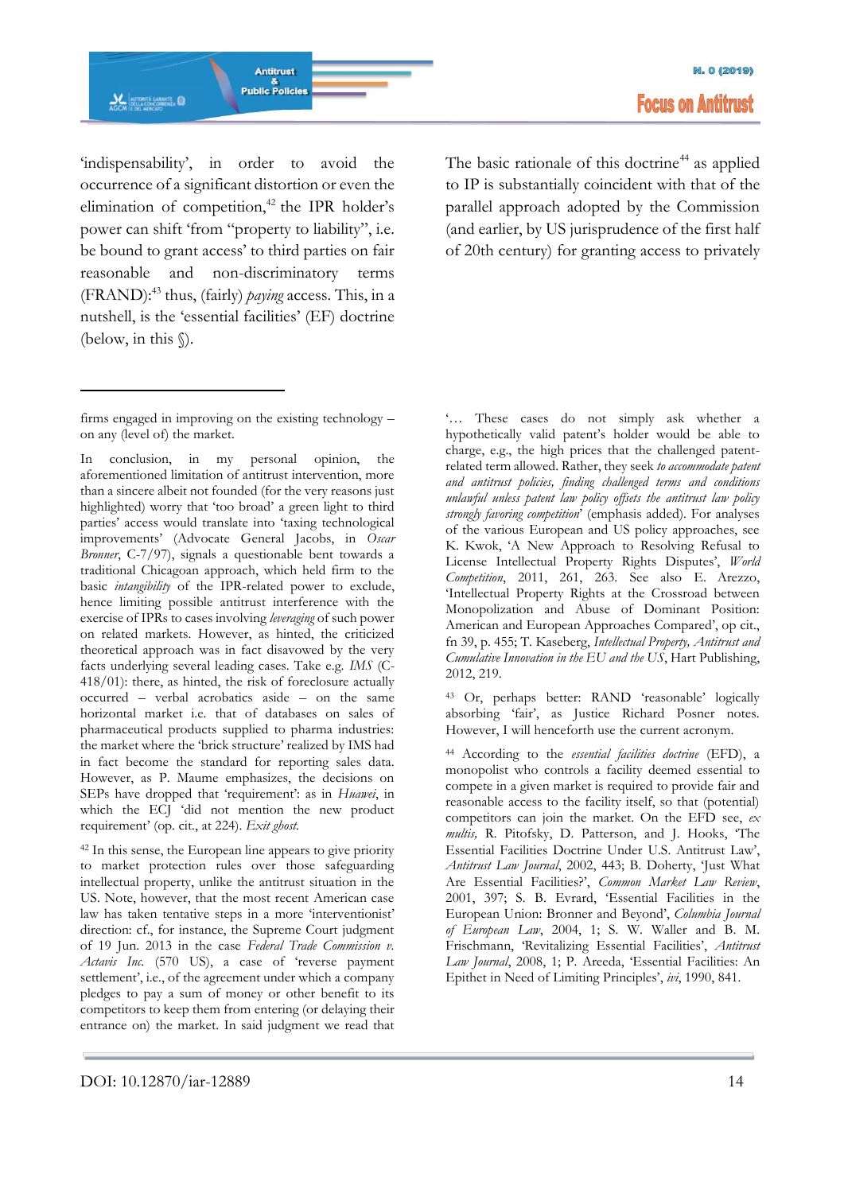'indispensability', in order to avoid the occurrence of a significant distortion or even the elimination of competition,[42] the IPR holder's power can shift 'from "property to liability", i.e. be bound to grant access' to third parties on fair reasonable and non-discriminatory terms (FRAND):[43] thus, (fairly) *paying* access. This, in a nutshell, is the 'essential facilities' (EF) doctrine (below, in this §).

The basic rationale of this doctrine[44] as applied to IP is substantially coincident with that of the parallel approach adopted by the Commission (and earlier, by US jurisprudence of the first half of 20th century) for granting access to privately

---

firms engaged in improving on the existing technology – on any (level of) the market.

In conclusion, in my personal opinion, the aforementioned limitation of antitrust intervention, more than a sincere albeit not founded (for the very reasons just highlighted) worry that 'too broad' a green light to third parties' access would translate into 'taxing technological improvements' (Advocate General Jacobs, in *Oscar Bronner*, C-7/97), signals a questionable bent towards a traditional Chicagoan approach, which held firm to the basic *intangibility* of the IPR-related power to exclude, hence limiting possible antitrust interference with the exercise of IPRs to cases involving *leveraging* of such power on related markets. However, as hinted, the criticized theoretical approach was in fact disavowed by the very facts underlying several leading cases. Take e.g. *IMS* (C-418/01): there, as hinted, the risk of foreclosure actually occurred – verbal acrobatics aside – on the same horizontal market i.e. that of databases on sales of pharmaceutical products supplied to pharma industries: the market where the 'brick structure' realized by IMS had in fact become the standard for reporting sales data. However, as P. Maume emphasizes, the decisions on SEPs have dropped that 'requirement': as in *Huawei*, in which the ECJ 'did not mention the new product requirement' (op. cit., at 224). *Exit ghost.*

[42] In this sense, the European line appears to give priority to market protection rules over those safeguarding intellectual property, unlike the antitrust situation in the US. Note, however, that the most recent American case law has taken tentative steps in a more 'interventionist' direction: cf., for instance, the Supreme Court judgment of 19 Jun. 2013 in the case *Federal Trade Commission v. Actavis Inc.* (570 US), a case of 'reverse payment settlement', i.e., of the agreement under which a company pledges to pay a sum of money or other benefit to its competitors to keep them from entering (or delaying their entrance on) the market. In said judgment we read that '… These cases do not simply ask whether a hypothetically valid patent's holder would be able to charge, e.g., the high prices that the challenged patent-related term allowed. Rather, they seek *to accommodate patent and antitrust policies, finding challenged terms and conditions unlawful unless patent law policy offsets the antitrust law policy strongly favoring competition*' (emphasis added). For analyses of the various European and US policy approaches, see K. Kwok, 'A New Approach to Resolving Refusal to License Intellectual Property Rights Disputes', *World Competition*, 2011, 261, 263. See also E. Arezzo, 'Intellectual Property Rights at the Crossroad between Monopolization and Abuse of Dominant Position: American and European Approaches Compared', op cit., fn 39, p. 455; T. Kaseberg, *Intellectual Property, Antitrust and Cumulative Innovation in the EU and the US*, Hart Publishing, 2012, 219.

[43] Or, perhaps better: RAND 'reasonable' logically absorbing 'fair', as Justice Richard Posner notes. However, I will henceforth use the current acronym.

[44] According to the *essential facilities doctrine* (EFD), a monopolist who controls a facility deemed essential to compete in a given market is required to provide fair and reasonable access to the facility itself, so that (potential) competitors can join the market. On the EFD see, *ex multis,* R. Pitofsky, D. Patterson, and J. Hooks, 'The Essential Facilities Doctrine Under U.S. Antitrust Law', *Antitrust Law Journal*, 2002, 443; B. Doherty, 'Just What Are Essential Facilities?', *Common Market Law Review*, 2001, 397; S. B. Evrard, 'Essential Facilities in the European Union: Bronner and Beyond', *Columbia Journal of European Law*, 2004, 1; S. W. Waller and B. M. Frischmann, 'Revitalizing Essential Facilities', *Antitrust Law Journal*, 2008, 1; P. Areeda, 'Essential Facilities: An Epithet in Need of Limiting Principles', *ivi*, 1990, 841.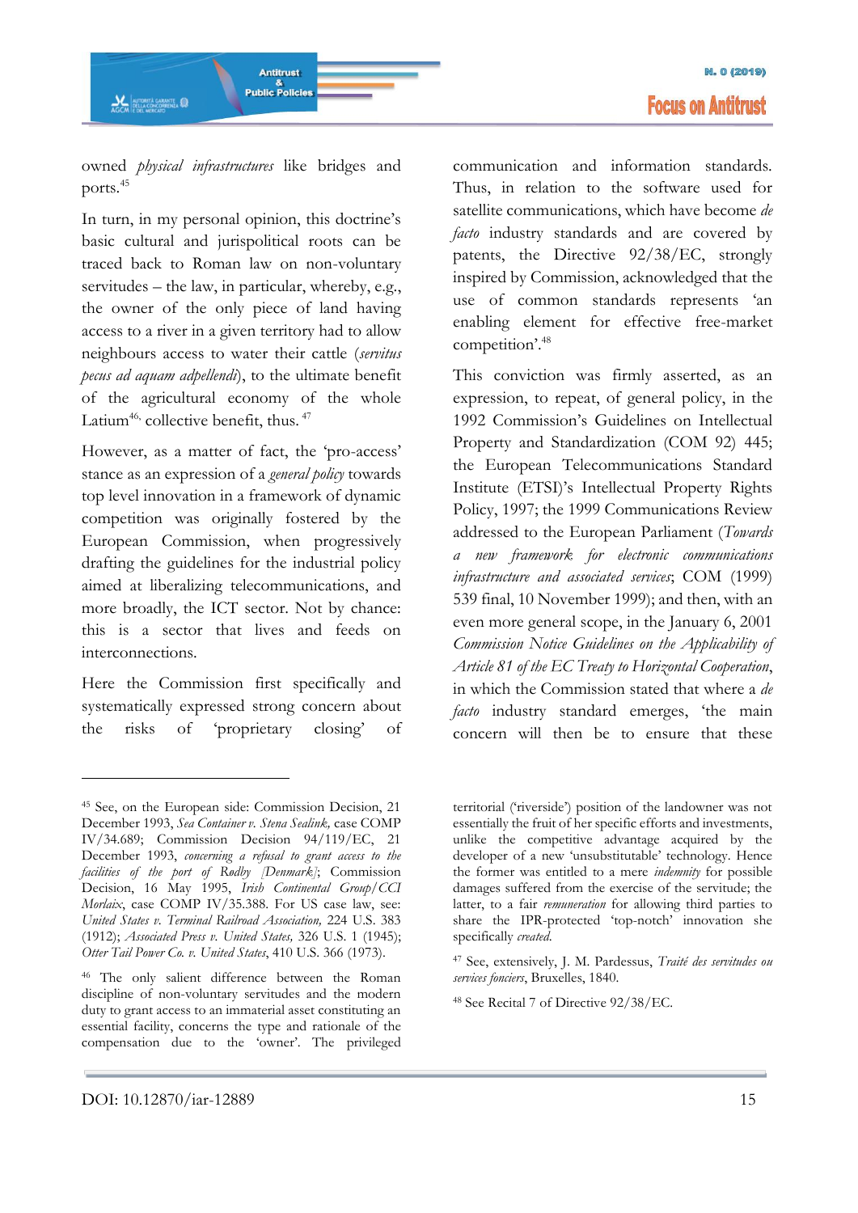owned *physical infrastructures* like bridges and ports.[45]

In turn, in my personal opinion, this doctrine's basic cultural and jurispolitical roots can be traced back to Roman law on non-voluntary servitudes – the law, in particular, whereby, e.g., the owner of the only piece of land having access to a river in a given territory had to allow neighbours access to water their cattle (*servitus pecus ad aquam adpellendi*), to the ultimate benefit of the agricultural economy of the whole Latium[46], collective benefit, thus.[47]

However, as a matter of fact, the 'pro-access' stance as an expression of a *general policy* towards top level innovation in a framework of dynamic competition was originally fostered by the European Commission, when progressively drafting the guidelines for the industrial policy aimed at liberalizing telecommunications, and more broadly, the ICT sector. Not by chance: this is a sector that lives and feeds on interconnections.

Here the Commission first specifically and systematically expressed strong concern about the risks of 'proprietary closing' of communication and information standards. Thus, in relation to the software used for satellite communications, which have become *de facto* industry standards and are covered by patents, the Directive 92/38/EC, strongly inspired by Commission, acknowledged that the use of common standards represents 'an enabling element for effective free-market competition'.[48]

This conviction was firmly asserted, as an expression, to repeat, of general policy, in the 1992 Commission's Guidelines on Intellectual Property and Standardization (COM 92) 445; the European Telecommunications Standard Institute (ETSI)'s Intellectual Property Rights Policy, 1997; the 1999 Communications Review addressed to the European Parliament (*Towards a new framework for electronic communications infrastructure and associated services*; COM (1999) 539 final, 10 November 1999); and then, with an even more general scope, in the January 6, 2001 *Commission Notice Guidelines on the Applicability of Article 81 of the EC Treaty to Horizontal Cooperation*, in which the Commission stated that where a *de facto* industry standard emerges, 'the main concern will then be to ensure that these

---

[45] See, on the European side: Commission Decision, 21 December 1993, *Sea Container v. Stena Sealink,* case COMP IV/34.689; Commission Decision 94/119/EC, 21 December 1993, *concerning a refusal to grant access to the facilities of the port of Rødby [Denmark]*; Commission Decision, 16 May 1995, *Irish Continental Group/CCI Morlaix*, case COMP IV/35.388. For US case law, see: *United States v. Terminal Railroad Association,* 224 U.S. 383 (1912); *Associated Press v. United States,* 326 U.S. 1 (1945); *Otter Tail Power Co. v. United States*, 410 U.S. 366 (1973).

[46] The only salient difference between the Roman discipline of non-voluntary servitudes and the modern duty to grant access to an immaterial asset constituting an essential facility, concerns the type and rationale of the compensation due to the 'owner'. The privileged territorial ('riverside') position of the landowner was not essentially the fruit of her specific efforts and investments, unlike the competitive advantage acquired by the developer of a new 'unsubstitutable' technology. Hence the former was entitled to a mere *indemnity* for possible damages suffered from the exercise of the servitude; the latter, to a fair *remuneration* for allowing third parties to share the IPR-protected 'top-notch' innovation she specifically *created.*

[47] See, extensively, J. M. Pardessus, *Traité des servitudes ou services fonciers*, Bruxelles, 1840.

[48] See Recital 7 of Directive 92/38/EC.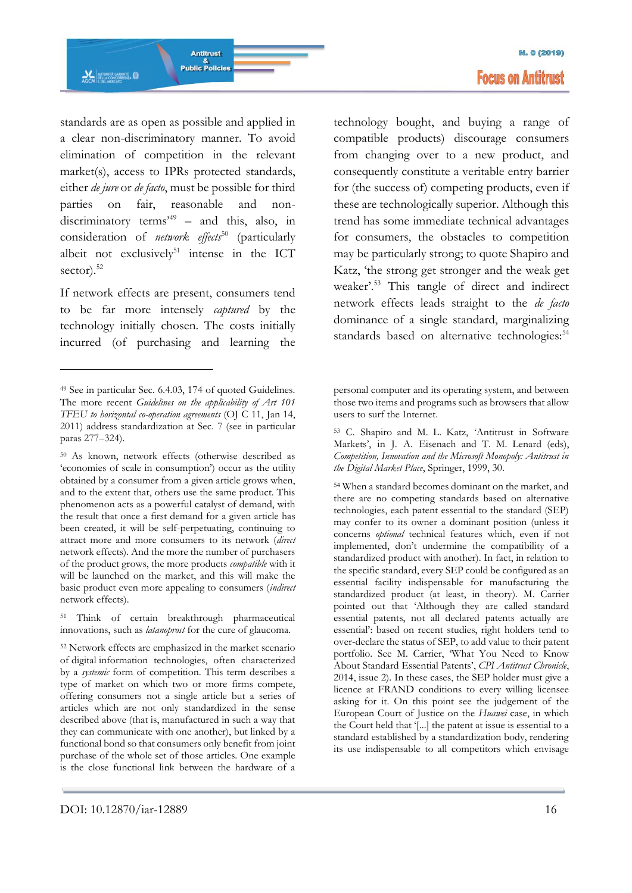standards are as open as possible and applied in a clear non-discriminatory manner. To avoid elimination of competition in the relevant market(s), access to IPRs protected standards, either *de jure* or *de facto*, must be possible for third parties on fair, reasonable and non-discriminatory terms'[49] – and this, also, in consideration of *network effects*[50] (particularly albeit not exclusively[51] intense in the ICT sector).[52]

If network effects are present, consumers tend to be far more intensely *captured* by the technology initially chosen. The costs initially incurred (of purchasing and learning the technology bought, and buying a range of compatible products) discourage consumers from changing over to a new product, and consequently constitute a veritable entry barrier for (the success of) competing products, even if these are technologically superior. Although this trend has some immediate technical advantages for consumers, the obstacles to competition may be particularly strong; to quote Shapiro and Katz, 'the strong get stronger and the weak get weaker'.[53] This tangle of direct and indirect network effects leads straight to the *de facto* dominance of a single standard, marginalizing standards based on alternative technologies:[54]

---

[49] See in particular Sec. 6.4.03, 174 of quoted Guidelines. The more recent *Guidelines on the applicability of Art 101 TFEU to horizontal co-operation agreements* (OJ C 11, Jan 14, 2011) address standardization at Sec. 7 (see in particular paras 277–324).

[50] As known, network effects (otherwise described as 'economies of scale in consumption') occur as the utility obtained by a consumer from a given article grows when, and to the extent that, others use the same product. This phenomenon acts as a powerful catalyst of demand, with the result that once a first demand for a given article has been created, it will be self-perpetuating, continuing to attract more and more consumers to its network (*direct* network effects). And the more the number of purchasers of the product grows, the more products *compatible* with it will be launched on the market, and this will make the basic product even more appealing to consumers (*indirect* network effects).

[51] Think of certain breakthrough pharmaceutical innovations, such as *latanoprost* for the cure of glaucoma.

[52] Network effects are emphasized in the market scenario of digital information technologies, often characterized by a *systemic* form of competition. This term describes a type of market on which two or more firms compete, offering consumers not a single article but a series of articles which are not only standardized in the sense described above (that is, manufactured in such a way that they can communicate with one another), but linked by a functional bond so that consumers only benefit from joint purchase of the whole set of those articles. One example is the close functional link between the hardware of a personal computer and its operating system, and between those two items and programs such as browsers that allow users to surf the Internet.

[53] C. Shapiro and M. L. Katz, 'Antitrust in Software Markets', in J. A. Eisenach and T. M. Lenard (eds), *Competition, Innovation and the Microsoft Monopoly: Antitrust in the Digital Market Place*, Springer, 1999, 30.

[54] When a standard becomes dominant on the market, and there are no competing standards based on alternative technologies, each patent essential to the standard (SEP) may confer to its owner a dominant position (unless it concerns *optional* technical features which, even if not implemented, don't undermine the compatibility of a standardized product with another). In fact, in relation to the specific standard, every SEP could be configured as an essential facility indispensable for manufacturing the standardized product (at least, in theory). M. Carrier pointed out that 'Although they are called standard essential patents, not all declared patents actually are essential': based on recent studies, right holders tend to over-declare the status of SEP, to add value to their patent portfolio. See M. Carrier, 'What You Need to Know About Standard Essential Patents', *CPI Antitrust Chronicle*, 2014, issue 2). In these cases, the SEP holder must give a licence at FRAND conditions to every willing licensee asking for it. On this point see the judgement of the European Court of Justice on the *Huawei* case, in which the Court held that '[...] the patent at issue is essential to a standard established by a standardization body, rendering its use indispensable to all competitors which envisage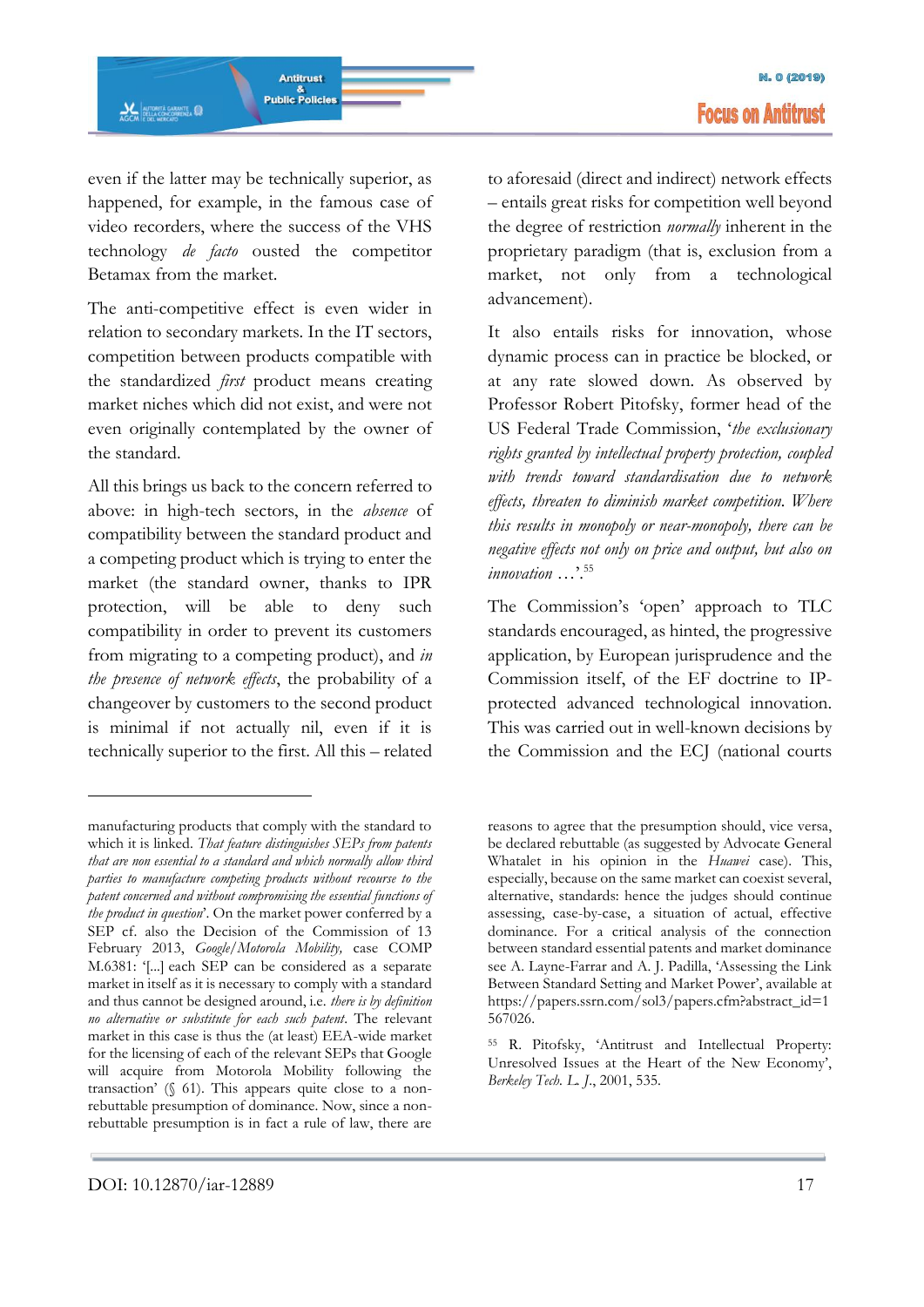even if the latter may be technically superior, as happened, for example, in the famous case of video recorders, where the success of the VHS technology *de facto* ousted the competitor Betamax from the market.

The anti-competitive effect is even wider in relation to secondary markets. In the IT sectors, competition between products compatible with the standardized *first* product means creating market niches which did not exist, and were not even originally contemplated by the owner of the standard.

All this brings us back to the concern referred to above: in high-tech sectors, in the *absence* of compatibility between the standard product and a competing product which is trying to enter the market (the standard owner, thanks to IPR protection, will be able to deny such compatibility in order to prevent its customers from migrating to a competing product), and *in the presence of network effects*, the probability of a changeover by customers to the second product is minimal if not actually nil, even if it is technically superior to the first. All this – related to aforesaid (direct and indirect) network effects – entails great risks for competition well beyond the degree of restriction *normally* inherent in the proprietary paradigm (that is, exclusion from a market, not only from a technological advancement).

It also entails risks for innovation, whose dynamic process can in practice be blocked, or at any rate slowed down. As observed by Professor Robert Pitofsky, former head of the US Federal Trade Commission, '*the exclusionary rights granted by intellectual property protection, coupled with trends toward standardisation due to network effects, threaten to diminish market competition. Where this results in monopoly or near-monopoly, there can be negative effects not only on price and output, but also on innovation* …'.[55]

The Commission's 'open' approach to TLC standards encouraged, as hinted, the progressive application, by European jurisprudence and the Commission itself, of the EF doctrine to IP-protected advanced technological innovation. This was carried out in well-known decisions by the Commission and the ECJ (national courts

---

manufacturing products that comply with the standard to which it is linked. *That feature distinguishes SEPs from patents that are non essential to a standard and which normally allow third parties to manufacture competing products without recourse to the patent concerned and without compromising the essential functions of the product in question*'. On the market power conferred by a SEP cf. also the Decision of the Commission of 13 February 2013, *Google/Motorola Mobility,* case COMP M.6381: '[...] each SEP can be considered as a separate market in itself as it is necessary to comply with a standard and thus cannot be designed around, i.e. *there is by definition no alternative or substitute for each such patent*. The relevant market in this case is thus the (at least) EEA-wide market for the licensing of each of the relevant SEPs that Google will acquire from Motorola Mobility following the transaction' (§ 61). This appears quite close to a non-rebuttable presumption of dominance. Now, since a non-rebuttable presumption is in fact a rule of law, there are reasons to agree that the presumption should, vice versa, be declared rebuttable (as suggested by Advocate General Whatalet in his opinion in the *Huawei* case). This, especially, because on the same market can coexist several, alternative, standards: hence the judges should continue assessing, case-by-case, a situation of actual, effective dominance. For a critical analysis of the connection between standard essential patents and market dominance see A. Layne-Farrar and A. J. Padilla, 'Assessing the Link Between Standard Setting and Market Power', available at https://papers.ssrn.com/sol3/papers.cfm?abstract_id=1567026.

[55] R. Pitofsky, 'Antitrust and Intellectual Property: Unresolved Issues at the Heart of the New Economy', *Berkeley Tech. L. J.*, 2001, 535.

DOI: 10.12870/iar-12889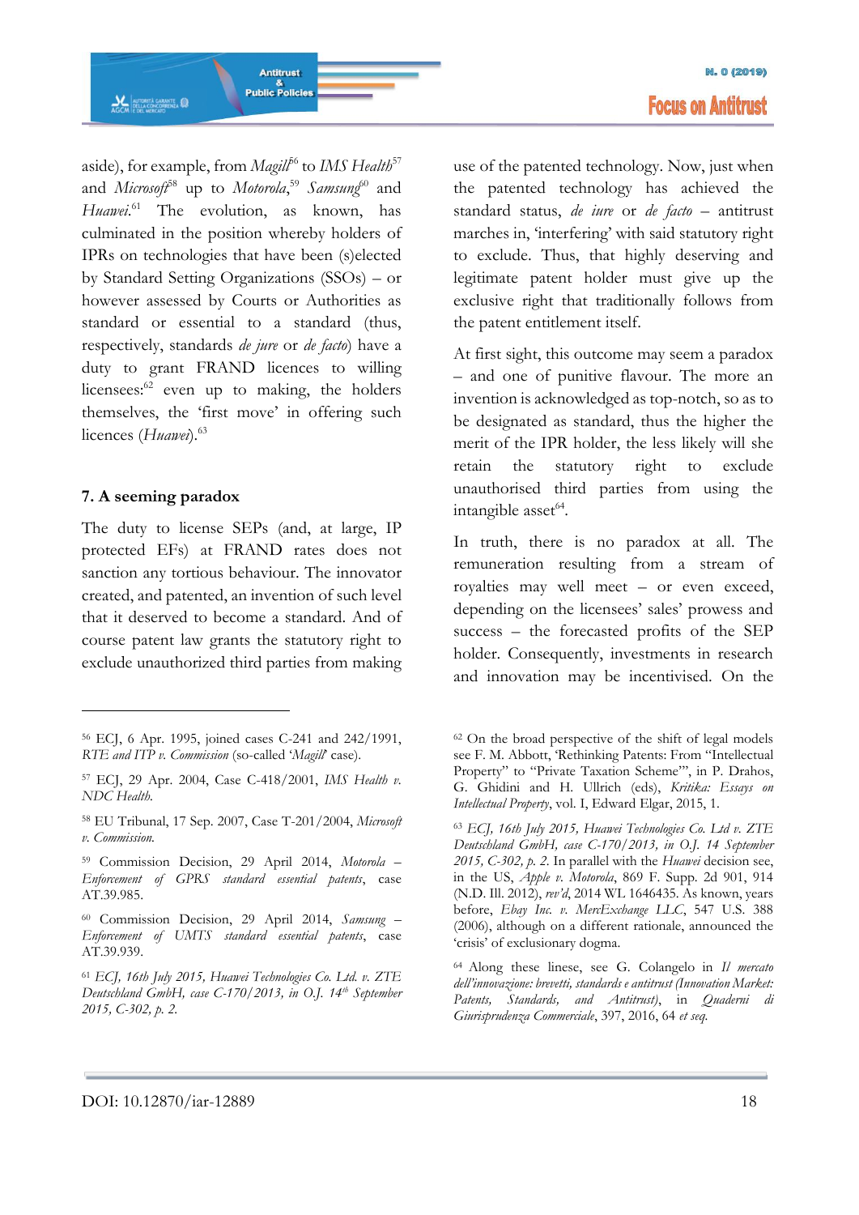aside), for example, from *Magill*[56] to *IMS Health*[57] and *Microsoft*[58] up to *Motorola*,[59] *Samsung*[60] and *Huawei*.[61] The evolution, as known, has culminated in the position whereby holders of IPRs on technologies that have been (s)elected by Standard Setting Organizations (SSOs) – or however assessed by Courts or Authorities as standard or essential to a standard (thus, respectively, standards *de jure* or *de facto*) have a duty to grant FRAND licences to willing licensees:[62] even up to making, the holders themselves, the 'first move' in offering such licences (*Huawei*).[63]

## 7. A seeming paradox

The duty to license SEPs (and, at large, IP protected EFs) at FRAND rates does not sanction any tortious behaviour. The innovator created, and patented, an invention of such level that it deserved to become a standard. And of course patent law grants the statutory right to exclude unauthorized third parties from making use of the patented technology. Now, just when the patented technology has achieved the standard status, *de iure* or *de facto* – antitrust marches in, 'interfering' with said statutory right to exclude. Thus, that highly deserving and legitimate patent holder must give up the exclusive right that traditionally follows from the patent entitlement itself.

At first sight, this outcome may seem a paradox – and one of punitive flavour. The more an invention is acknowledged as top-notch, so as to be designated as standard, thus the higher the merit of the IPR holder, the less likely will she retain the statutory right to exclude unauthorised third parties from using the intangible asset[64].

In truth, there is no paradox at all. The remuneration resulting from a stream of royalties may well meet – or even exceed, depending on the licensees' sales' prowess and success – the forecasted profits of the SEP holder. Consequently, investments in research and innovation may be incentivised. On the

---

[56] ECJ, 6 Apr. 1995, joined cases C-241 and 242/1991, *RTE and ITP v. Commission* (so-called '*Magill*' case).

[57] ECJ, 29 Apr. 2004, Case C-418/2001, *IMS Health v. NDC Health.*

[58] EU Tribunal, 17 Sep. 2007, Case T-201/2004, *Microsoft v. Commission.*

[59] Commission Decision, 29 April 2014, *Motorola – Enforcement of GPRS standard essential patents*, case AT.39.985.

[60] Commission Decision, 29 April 2014, *Samsung – Enforcement of UMTS standard essential patents*, case AT.39.939.

[61] *ECJ, 16th July 2015, Huawei Technologies Co. Ltd. v. ZTE Deutschland GmbH, case C-170/2013, in O.J. 14th September 2015, C-302, p. 2.*

[62] On the broad perspective of the shift of legal models see F. M. Abbott, 'Rethinking Patents: From "Intellectual Property" to "Private Taxation Scheme"', in P. Drahos, G. Ghidini and H. Ullrich (eds), *Kritika: Essays on Intellectual Property*, vol. I, Edward Elgar, 2015, 1.

[63] *ECJ, 16th July 2015, Huawei Technologies Co. Ltd v. ZTE Deutschland GmbH, case C-170/2013, in O.J. 14 September 2015, C-302, p. 2.* In parallel with the *Huawei* decision see, in the US, *Apple v. Motorola*, 869 F. Supp. 2d 901, 914 (N.D. Ill. 2012), *rev'd*, 2014 WL 1646435. As known, years before, *Ebay Inc. v. MercExchange LLC*, 547 U.S. 388 (2006), although on a different rationale, announced the 'crisis' of exclusionary dogma.

[64] Along these linese, see G. Colangelo in *Il mercato dell'innovazione: brevetti, standards e antitrust (Innovation Market: Patents, Standards, and Antitrust)*, in *Quaderni di Giurisprudenza Commerciale*, 397, 2016, 64 *et seq.*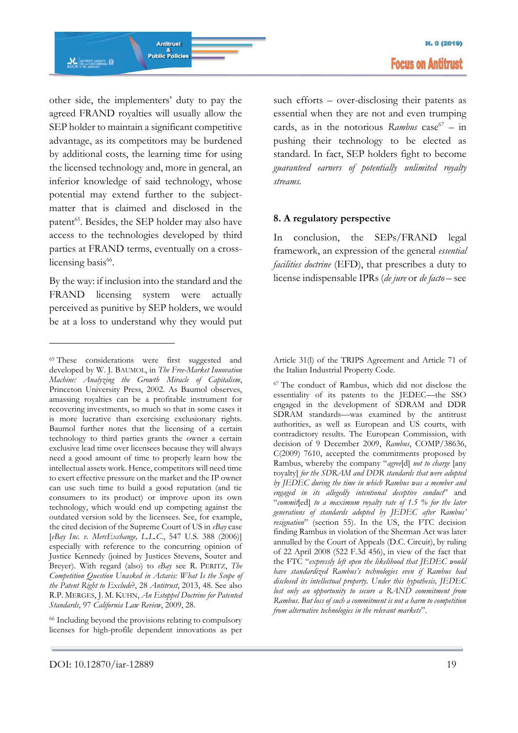other side, the implementers' duty to pay the agreed FRAND royalties will usually allow the SEP holder to maintain a significant competitive advantage, as its competitors may be burdened by additional costs, the learning time for using the licensed technology and, more in general, an inferior knowledge of said technology, whose potential may extend further to the subject-matter that is claimed and disclosed in the patent[65]. Besides, the SEP holder may also have access to the technologies developed by third parties at FRAND terms, eventually on a cross-licensing basis[66].

By the way: if inclusion into the standard and the FRAND licensing system were actually perceived as punitive by SEP holders, we would be at a loss to understand why they would put such efforts – over-disclosing their patents as essential when they are not and even trumping cards, as in the notorious *Rambus* case[67] – in pushing their technology to be elected as standard. In fact, SEP holders fight to become *guaranteed earners of potentially unlimited royalty streams*.

## 8. A regulatory perspective

In conclusion, the SEPs/FRAND legal framework, an expression of the general *essential facilities doctrine* (EFD), that prescribes a duty to license indispensable IPRs (*de jure* or *de facto* – see

---

[65] These considerations were first suggested and developed by W. J. BAUMOL, in *The Free-Market Innovation Machine: Analyzing the Growth Miracle of Capitalism*, Princeton University Press, 2002. As Baumol observes, amassing royalties can be a profitable instrument for recovering investments, so much so that in some cases it is more lucrative than exercising exclusionary rights. Baumol further notes that the licensing of a certain technology to third parties grants the owner a certain exclusive lead time over licensees because they will always need a good amount of time to properly learn how the intellectual assets work. Hence, competitors will need time to exert effective pressure on the market and the IP owner can use such time to build a good reputation (and tie consumers to its product) or improve upon its own technology, which would end up competing against the outdated version sold by the licensees. See, for example, the cited decision of the Supreme Court of US in *eBay* case [*eBay Inc. v. MercExchange, L.L.C.*, 547 U.S. 388 (2006)] especially with reference to the concurring opinion of Justice Kennedy (joined by Justices Stevens, Souter and Breyer). With regard (also) to *eBay* see R. PERITZ, *The Competition Question Unasked in Actavis: What Is the Scope of the Patent Right to Exclude?*, 28 *Antitrust*, 2013, 48. See also R.P. MERGES, J. M. KUHN, *An Estoppel Doctrine for Patented Standards*, 97 *California Law Review*, 2009, 28.

[66] Including beyond the provisions relating to compulsory licenses for high-profile dependent innovations as per Article 31(l) of the TRIPS Agreement and Article 71 of the Italian Industrial Property Code.

[67] The conduct of Rambus, which did not disclose the essentiality of its patents to the JEDEC—the SSO engaged in the development of SDRAM and DDR SDRAM standards—was examined by the antitrust authorities, as well as European and US courts, with contradictory results. The European Commission, with decision of 9 December 2009, *Rambus*, COMP/38636, C(2009) 7610, accepted the commitments proposed by Rambus, whereby the company "*agree*[d] *not to charge* [any royalty] *for the SDRAM and DDR standards that were adopted by JEDEC during the time in which Rambus was a member and engaged in its allegedly intentional deceptive conduct*" and "*commit*[ed] *to a maximum royalty rate of 1.5 % for the later generations of standards adopted by JEDEC after Rambus' resignation*" (section 55). In the US, the FTC decision finding Rambus in violation of the Sherman Act was later annulled by the Court of Appeals (D.C. Circuit), by ruling of 22 April 2008 (522 F.3d 456), in view of the fact that the FTC "*expressly left open the likelihood that JEDEC would have standardized Rambus's technologies even if Rambus had disclosed its intellectual property. Under this hypothesis, JEDEC lost only an opportunity to secure a RAND commitment from Rambus. But loss of such a commitment is not a harm to competition from alternative technologies in the relevant markets*".

DOI: 10.12870/iar-12889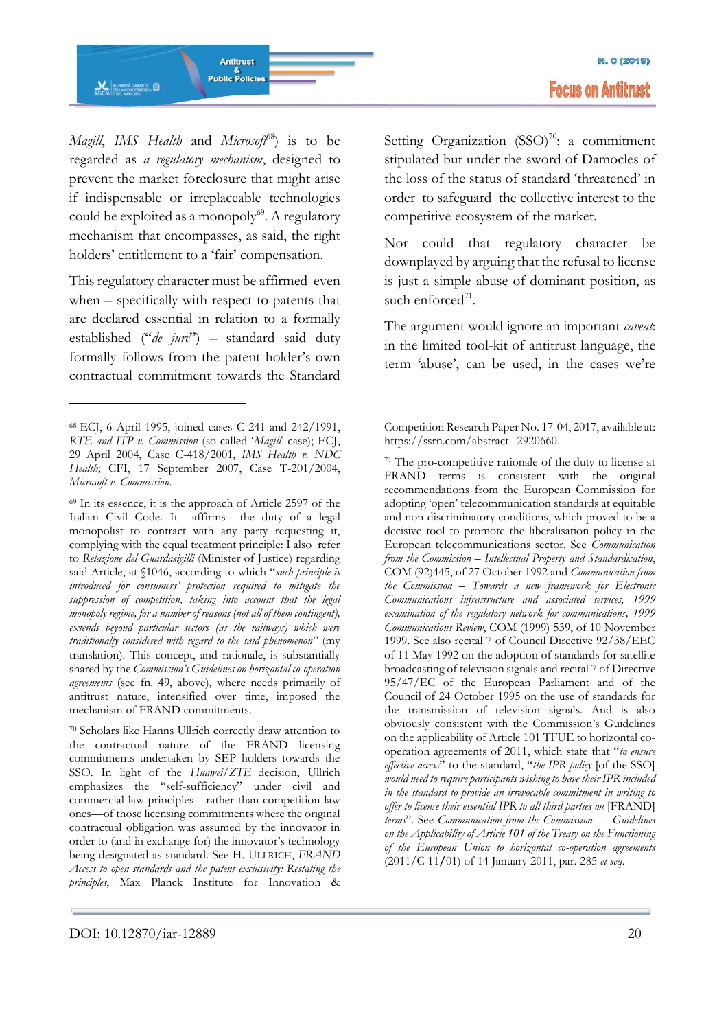*Magill*, *IMS Health* and *Microsoft*[68]) is to be regarded as *a regulatory mechanism*, designed to prevent the market foreclosure that might arise if indispensable or irreplaceable technologies could be exploited as a monopoly[69]. A regulatory mechanism that encompasses, as said, the right holders' entitlement to a 'fair' compensation.

This regulatory character must be affirmed even when – specifically with respect to patents that are declared essential in relation to a formally established ("*de jure*") – standard said duty formally follows from the patent holder's own contractual commitment towards the Standard Setting Organization (SSO)[70]: a commitment stipulated but under the sword of Damocles of the loss of the status of standard 'threatened' in order to safeguard the collective interest to the competitive ecosystem of the market.

Nor could that regulatory character be downplayed by arguing that the refusal to license is just a simple abuse of dominant position, as such enforced[71].

The argument would ignore an important *caveat*: in the limited tool-kit of antitrust language, the term 'abuse', can be used, in the cases we're

---

[68] ECJ, 6 April 1995, joined cases C-241 and 242/1991, *RTE and ITP v. Commission* (so-called '*Magill*' case); ECJ, 29 April 2004, Case C-418/2001, *IMS Health v. NDC Health*; CFI, 17 September 2007, Case T-201/2004, *Microsoft v. Commission*.

[69] In its essence, it is the approach of Article 2597 of the Italian Civil Code. It affirms the duty of a legal monopolist to contract with any party requesting it, complying with the equal treatment principle: I also refer to *Relazione del Guardasigilli* (Minister of Justice) regarding said Article, at §1046, according to which "*such principle is introduced for consumers' protection required to mitigate the suppression of competition, taking into account that the legal monopoly regime, for a number of reasons (not all of them contingent), extends beyond particular sectors (as the railways) which were traditionally considered with regard to the said phenomenon*" (my translation). This concept, and rationale, is substantially shared by the *Commission's Guidelines on horizontal co-operation agreements* (see fn. 49, above), where needs primarily of antitrust nature, intensified over time, imposed the mechanism of FRAND commitments.

[70] Scholars like Hanns Ullrich correctly draw attention to the contractual nature of the FRAND licensing commitments undertaken by SEP holders towards the SSO. In light of the *Huawei/ZTE* decision, Ullrich emphasizes the "self-sufficiency" under civil and commercial law principles—rather than competition law ones—of those licensing commitments where the original contractual obligation was assumed by the innovator in order to (and in exchange for) the innovator's technology being designated as standard. See H. ULLRICH, *FRAND Access to open standards and the patent exclusivity: Restating the principles*, Max Planck Institute for Innovation & Competition Research Paper No. 17-04, 2017, available at: https://ssrn.com/abstract=2920660.

[71] The pro-competitive rationale of the duty to license at FRAND terms is consistent with the original recommendations from the European Commission for adopting 'open' telecommunication standards at equitable and non-discriminatory conditions, which proved to be a decisive tool to promote the liberalisation policy in the European telecommunications sector. See *Communication from the Commission – Intellectual Property and Standardisation*, COM (92)445, of 27 October 1992 and *Communication from the Commission – Towards a new framework for Electronic Communications infrastructure and associated services, 1999 examination of the regulatory network for communications, 1999 Communications Review*, COM (1999) 539, of 10 November 1999. See also recital 7 of Council Directive 92/38/EEC of 11 May 1992 on the adoption of standards for satellite broadcasting of television signals and recital 7 of Directive 95/47/EC of the European Parliament and of the Council of 24 October 1995 on the use of standards for the transmission of television signals. And is also obviously consistent with the Commission's Guidelines on the applicability of Article 101 TFUE to horizontal co-operation agreements of 2011, which state that "*to ensure effective access*" to the standard, "*the IPR policy* [of the SSO] *would need to require participants wishing to have their IPR included in the standard to provide an irrevocable commitment in writing to offer to license their essential IPR to all third parties on* [FRAND] *terms*". See *Communication from the Commission — Guidelines on the Applicability of Article 101 of the Treaty on the Functioning of the European Union to horizontal co-operation agreements* (2011/C 11/01) of 14 January 2011, par. 285 *et seq.*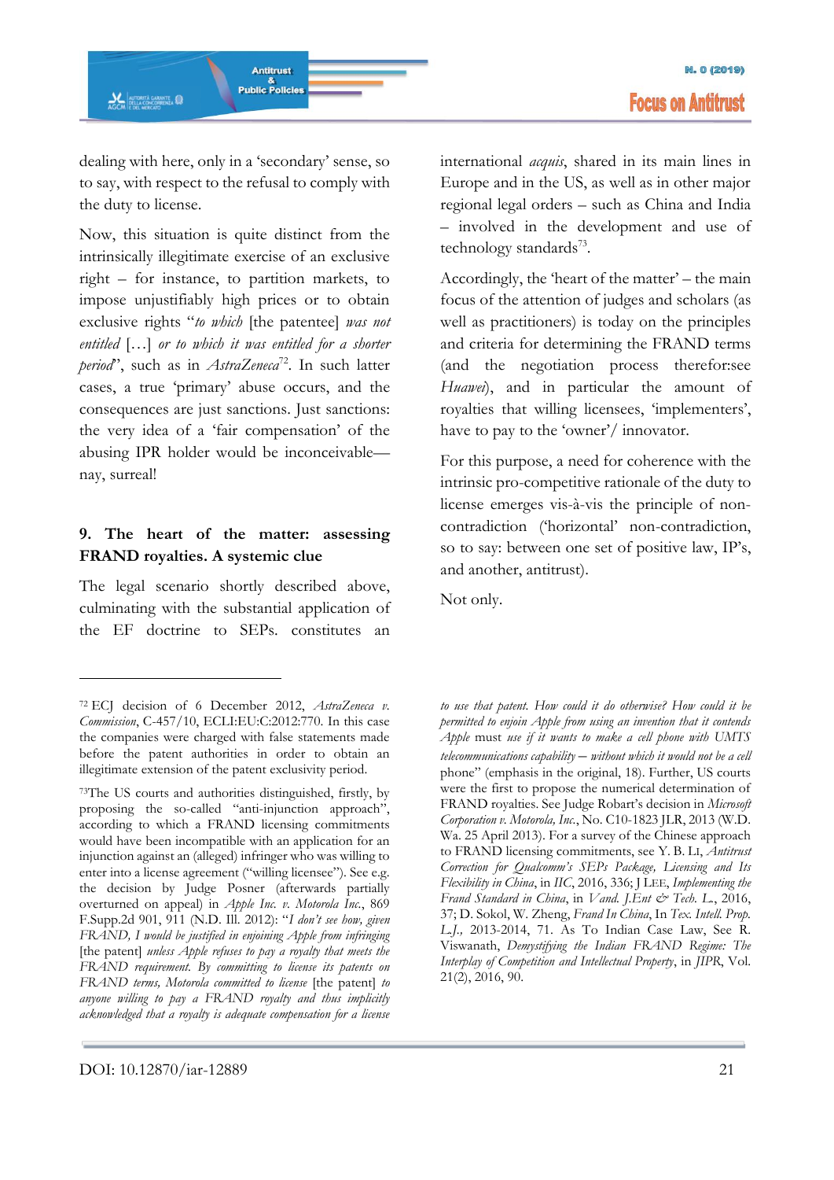dealing with here, only in a 'secondary' sense, so to say, with respect to the refusal to comply with the duty to license.

Now, this situation is quite distinct from the intrinsically illegitimate exercise of an exclusive right – for instance, to partition markets, to impose unjustifiably high prices or to obtain exclusive rights "*to which* [the patentee] *was not entitled* […] *or to which it was entitled for a shorter period*", such as in *AstraZeneca*[72]. In such latter cases, a true 'primary' abuse occurs, and the consequences are just sanctions. Just sanctions: the very idea of a 'fair compensation' of the abusing IPR holder would be inconceivable—nay, surreal!

## 9. The heart of the matter: assessing FRAND royalties. A systemic clue

The legal scenario shortly described above, culminating with the substantial application of the EF doctrine to SEPs. constitutes an international *acquis*, shared in its main lines in Europe and in the US, as well as in other major regional legal orders – such as China and India – involved in the development and use of technology standards[73].

Accordingly, the 'heart of the matter' – the main focus of the attention of judges and scholars (as well as practitioners) is today on the principles and criteria for determining the FRAND terms (and the negotiation process therefor:see *Huawei*), and in particular the amount of royalties that willing licensees, 'implementers', have to pay to the 'owner'/ innovator.

For this purpose, a need for coherence with the intrinsic pro-competitive rationale of the duty to license emerges vis-à-vis the principle of non-contradiction ('horizontal' non-contradiction, so to say: between one set of positive law, IP's, and another, antitrust).

Not only.

---

[72] ECJ decision of 6 December 2012, *AstraZeneca v. Commission*, C-457/10, ECLI:EU:C:2012:770. In this case the companies were charged with false statements made before the patent authorities in order to obtain an illegitimate extension of the patent exclusivity period.

[73] The US courts and authorities distinguished, firstly, by proposing the so-called "anti-injunction approach", according to which a FRAND licensing commitments would have been incompatible with an application for an injunction against an (alleged) infringer who was willing to enter into a license agreement ("willing licensee"). See e.g. the decision by Judge Posner (afterwards partially overturned on appeal) in *Apple Inc. v. Motorola Inc.*, 869 F.Supp.2d 901, 911 (N.D. Ill. 2012): "*I don't see how, given FRAND, I would be justified in enjoining Apple from infringing* [the patent] *unless Apple refuses to pay a royalty that meets the FRAND requirement. By committing to license its patents on FRAND terms, Motorola committed to license* [the patent] *to anyone willing to pay a FRAND royalty and thus implicitly acknowledged that a royalty is adequate compensation for a license to use that patent. How could it do otherwise? How could it be permitted to enjoin Apple from using an invention that it contends Apple* must *use if it wants to make a cell phone with UMTS telecommunications capability – without which it would not be a cell phone*" (emphasis in the original, 18). Further, US courts were the first to propose the numerical determination of FRAND royalties. See Judge Robart's decision in *Microsoft Corporation v. Motorola, Inc.*, No. C10-1823 JLR, 2013 (W.D. Wa. 25 April 2013). For a survey of the Chinese approach to FRAND licensing commitments, see Y. B. Li, *Antitrust Correction for Qualcomm's SEPs Package, Licensing and Its Flexibility in China*, in *IIC*, 2016, 336; J Lee, *Implementing the Frand Standard in China*, in *Vand. J.Ent & Tech. L.*, 2016, 37; D. Sokol, W. Zheng, *Frand In China*, In *Tex. Intell. Prop. L.J.*, 2013-2014, 71. As To Indian Case Law, See R. Viswanath, *Demystifying the Indian FRAND Regime: The Interplay of Competition and Intellectual Property*, in *JIPR*, Vol. 21(2), 2016, 90.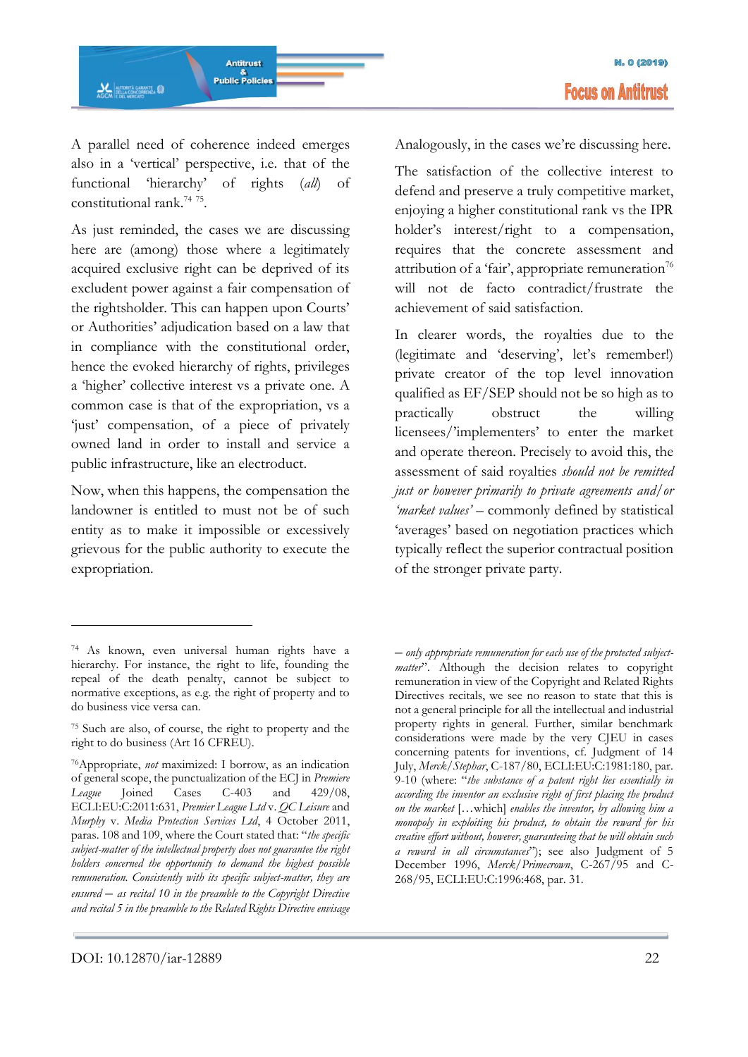A parallel need of coherence indeed emerges also in a 'vertical' perspective, i.e. that of the functional 'hierarchy' of rights (*all*) of constitutional rank.[74] [75].

As just reminded, the cases we are discussing here are (among) those where a legitimately acquired exclusive right can be deprived of its excludent power against a fair compensation of the rightsholder. This can happen upon Courts' or Authorities' adjudication based on a law that in compliance with the constitutional order, hence the evoked hierarchy of rights, privileges a 'higher' collective interest vs a private one. A common case is that of the expropriation, vs a 'just' compensation, of a piece of privately owned land in order to install and service a public infrastructure, like an electroduct.

Now, when this happens, the compensation the landowner is entitled to must not be of such entity as to make it impossible or excessively grievous for the public authority to execute the expropriation.

Analogously, in the cases we're discussing here.

The satisfaction of the collective interest to defend and preserve a truly competitive market, enjoying a higher constitutional rank vs the IPR holder's interest/right to a compensation, requires that the concrete assessment and attribution of a 'fair', appropriate remuneration[76] will not de facto contradict/frustrate the achievement of said satisfaction.

In clearer words, the royalties due to the (legitimate and 'deserving', let's remember!) private creator of the top level innovation qualified as EF/SEP should not be so high as to practically obstruct the willing licensees/'implementers' to enter the market and operate thereon. Precisely to avoid this, the assessment of said royalties *should not be remitted just or however primarily to private agreements and/or 'market values'* – commonly defined by statistical 'averages' based on negotiation practices which typically reflect the superior contractual position of the stronger private party.

---

[74] As known, even universal human rights have a hierarchy. For instance, the right to life, founding the repeal of the death penalty, cannot be subject to normative exceptions, as e.g. the right of property and to do business vice versa can.

[75] Such are also, of course, the right to property and the right to do business (Art 16 CFREU).

[76] Appropriate, *not* maximized: I borrow, as an indication of general scope, the punctualization of the ECJ in *Premiere League* Joined Cases C-403 and 429/08, ECLI:EU:C:2011:631, *Premier League Ltd* v. *QC Leisure* and *Murphy* v. *Media Protection Services Ltd*, 4 October 2011, paras. 108 and 109, where the Court stated that: "*the specific subject-matter of the intellectual property does not guarantee the right holders concerned the opportunity to demand the highest possible remuneration. Consistently with its specific subject-matter, they are ensured – as recital 10 in the preamble to the Copyright Directive and recital 5 in the preamble to the Related Rights Directive envisage – only appropriate remuneration for each use of the protected subject-matter*". Although the decision relates to copyright remuneration in view of the Copyright and Related Rights Directives recitals, we see no reason to state that this is not a general principle for all the intellectual and industrial property rights in general. Further, similar benchmark considerations were made by the very CJEU in cases concerning patents for inventions, cf. Judgment of 14 July, *Merck/Stephar*, C-187/80, ECLI:EU:C:1981:180, par. 9-10 (where: "*the substance of a patent right lies essentially in according the inventor an exclusive right of first placing the product on the market* […which] *enables the inventor, by allowing him a monopoly in exploiting his product, to obtain the reward for his creative effort without, however, guaranteeing that he will obtain such a reward in all circumstances*"); see also Judgment of 5 December 1996, *Merck/Primecrown*, C-267/95 and C-268/95, ECLI:EU:C:1996:468, par. 31.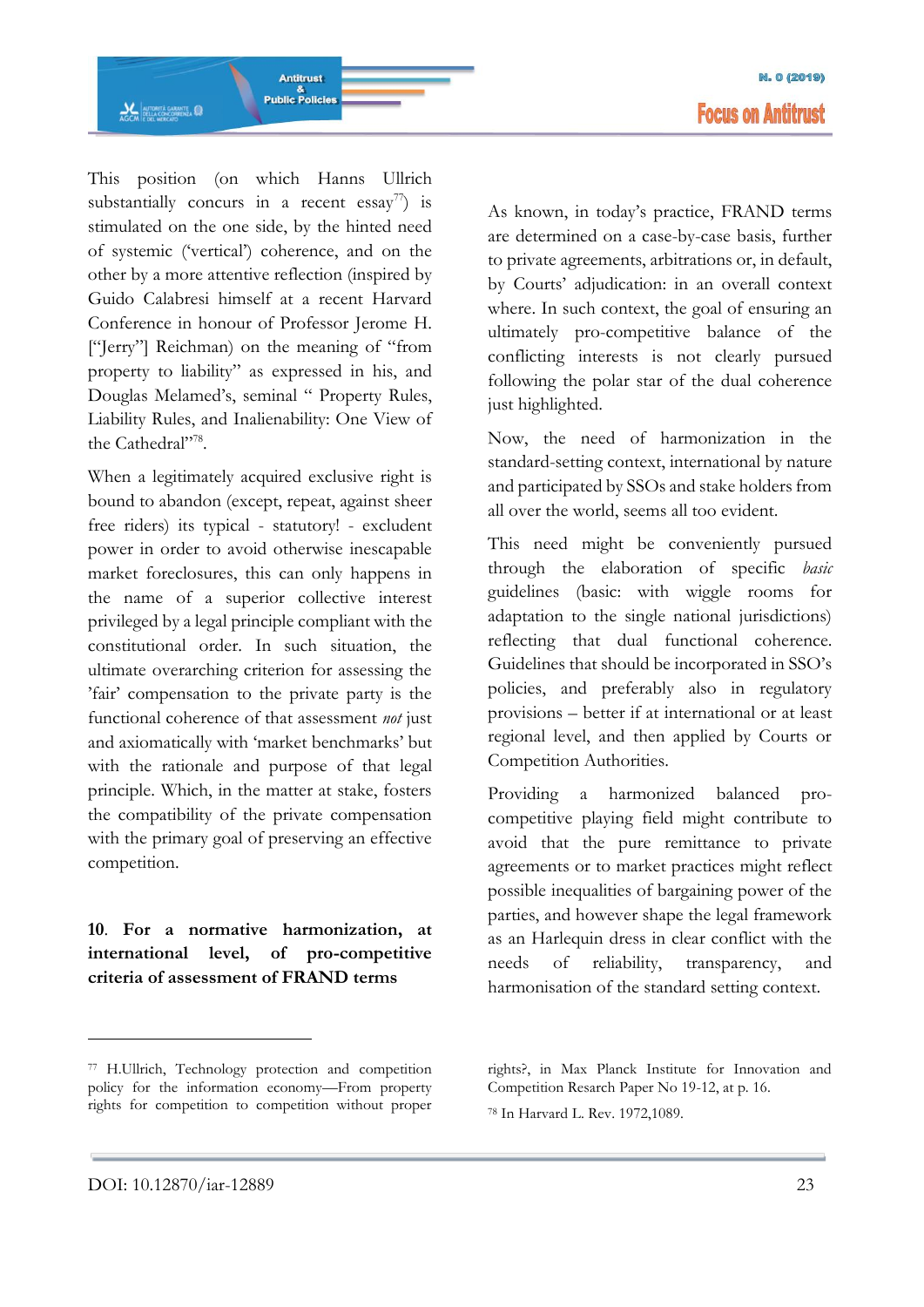This position (on which Hanns Ullrich substantially concurs in a recent essay[77]) is stimulated on the one side, by the hinted need of systemic ('vertical') coherence, and on the other by a more attentive reflection (inspired by Guido Calabresi himself at a recent Harvard Conference in honour of Professor Jerome H. ["Jerry"] Reichman) on the meaning of "from property to liability" as expressed in his, and Douglas Melamed's, seminal " Property Rules, Liability Rules, and Inalienability: One View of the Cathedral"[78].

When a legitimately acquired exclusive right is bound to abandon (except, repeat, against sheer free riders) its typical - statutory! - excludent power in order to avoid otherwise inescapable market foreclosures, this can only happens in the name of a superior collective interest privileged by a legal principle compliant with the constitutional order. In such situation, the ultimate overarching criterion for assessing the 'fair' compensation to the private party is the functional coherence of that assessment *not* just and axiomatically with 'market benchmarks' but with the rationale and purpose of that legal principle. Which, in the matter at stake, fosters the compatibility of the private compensation with the primary goal of preserving an effective competition.

## 10. For a normative harmonization, at international level, of pro-competitive criteria of assessment of FRAND terms

As known, in today's practice, FRAND terms are determined on a case-by-case basis, further to private agreements, arbitrations or, in default, by Courts' adjudication: in an overall context where. In such context, the goal of ensuring an ultimately pro-competitive balance of the conflicting interests is not clearly pursued following the polar star of the dual coherence just highlighted.

Now, the need of harmonization in the standard-setting context, international by nature and participated by SSOs and stake holders from all over the world, seems all too evident.

This need might be conveniently pursued through the elaboration of specific *basic* guidelines (basic: with wiggle rooms for adaptation to the single national jurisdictions) reflecting that dual functional coherence. Guidelines that should be incorporated in SSO's policies, and preferably also in regulatory provisions – better if at international or at least regional level, and then applied by Courts or Competition Authorities.

Providing a harmonized balanced pro-competitive playing field might contribute to avoid that the pure remittance to private agreements or to market practices might reflect possible inequalities of bargaining power of the parties, and however shape the legal framework as an Harlequin dress in clear conflict with the needs of reliability, transparency, and harmonisation of the standard setting context.

---

[77] H.Ullrich, Technology protection and competition policy for the information economy—From property rights for competition to competition without proper rights?, in Max Planck Institute for Innovation and Competition Resarch Paper No 19-12, at p. 16.

[78] In Harvard L. Rev. 1972,1089.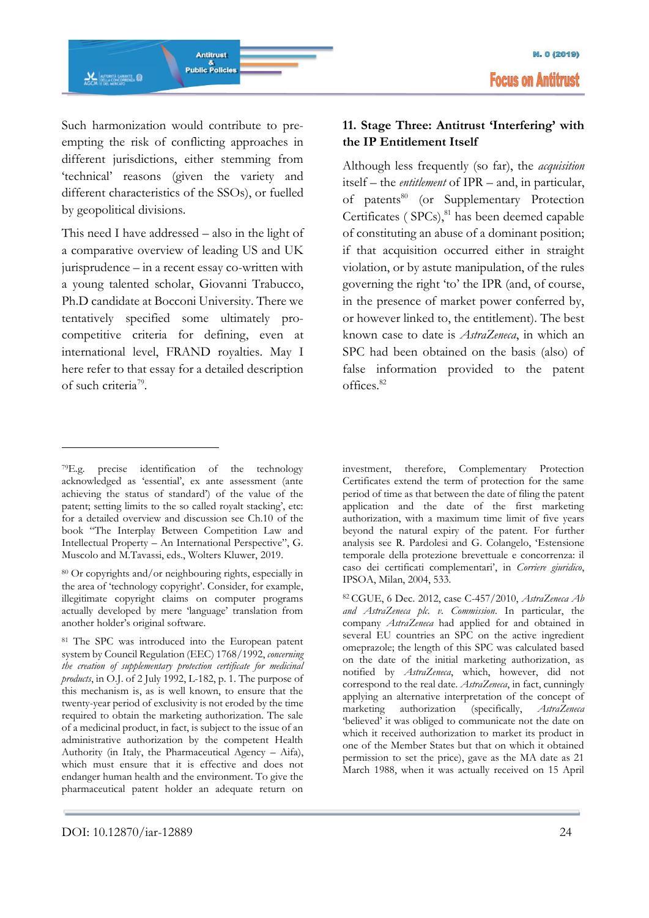Such harmonization would contribute to pre-empting the risk of conflicting approaches in different jurisdictions, either stemming from 'technical' reasons (given the variety and different characteristics of the SSOs), or fuelled by geopolitical divisions.

This need I have addressed – also in the light of a comparative overview of leading US and UK jurisprudence – in a recent essay co-written with a young talented scholar, Giovanni Trabucco, Ph.D candidate at Bocconi University. There we tentatively specified some ultimately pro-competitive criteria for defining, even at international level, FRAND royalties. May I here refer to that essay for a detailed description of such criteria[79].

## 11. Stage Three: Antitrust 'Interfering' with the IP Entitlement Itself

Although less frequently (so far), the *acquisition* itself – the *entitlement* of IPR – and, in particular, of patents[80] (or Supplementary Protection Certificates ( SPCs),[81] has been deemed capable of constituting an abuse of a dominant position; if that acquisition occurred either in straight violation, or by astute manipulation, of the rules governing the right 'to' the IPR (and, of course, in the presence of market power conferred by, or however linked to, the entitlement). The best known case to date is *AstraZeneca*, in which an SPC had been obtained on the basis (also) of false information provided to the patent offices.[82]

---

[79] E.g. precise identification of the technology acknowledged as 'essential', ex ante assessment (ante achieving the status of standard') of the value of the patent; setting limits to the so called royalt stacking', etc: for a detailed overview and discussion see Ch.10 of the book "The Interplay Between Competition Law and Intellectual Property – An International Perspective", G. Muscolo and M.Tavassi, eds., Wolters Kluwer, 2019.

[80] Or copyrights and/or neighbouring rights, especially in the area of 'technology copyright'. Consider, for example, illegitimate copyright claims on computer programs actually developed by mere 'language' translation from another holder's original software.

[81] The SPC was introduced into the European patent system by Council Regulation (EEC) 1768/1992, *concerning the creation of supplementary protection certificate for medicinal products*, in O.J. of 2 July 1992, L-182, p. 1. The purpose of this mechanism is, as is well known, to ensure that the twenty-year period of exclusivity is not eroded by the time required to obtain the marketing authorization. The sale of a medicinal product, in fact, is subject to the issue of an administrative authorization by the competent Health Authority (in Italy, the Pharmaceutical Agency – Aifa), which must ensure that it is effective and does not endanger human health and the environment. To give the pharmaceutical patent holder an adequate return on investment, therefore, Complementary Protection Certificates extend the term of protection for the same period of time as that between the date of filing the patent application and the date of the first marketing authorization, with a maximum time limit of five years beyond the natural expiry of the patent. For further analysis see R. Pardolesi and G. Colangelo, 'Estensione temporale della protezione brevettuale e concorrenza: il caso dei certificati complementari', in *Corriere giuridico*, IPSOA, Milan, 2004, 533.

[82] CGUE, 6 Dec. 2012, case C-457/2010, *AstraZeneca Ab and AstraZeneca plc. v. Commission*. In particular, the company *AstraZeneca* had applied for and obtained in several EU countries an SPC on the active ingredient omeprazole; the length of this SPC was calculated based on the date of the initial marketing authorization, as notified by *AstraZeneca*, which, however, did not correspond to the real date. *AstraZeneca*, in fact, cunningly applying an alternative interpretation of the concept of marketing authorization (specifically, *AstraZeneca* 'believed' it was obliged to communicate not the date on which it received authorization to market its product in one of the Member States but that on which it obtained permission to set the price), gave as the MA date as 21 March 1988, when it was actually received on 15 April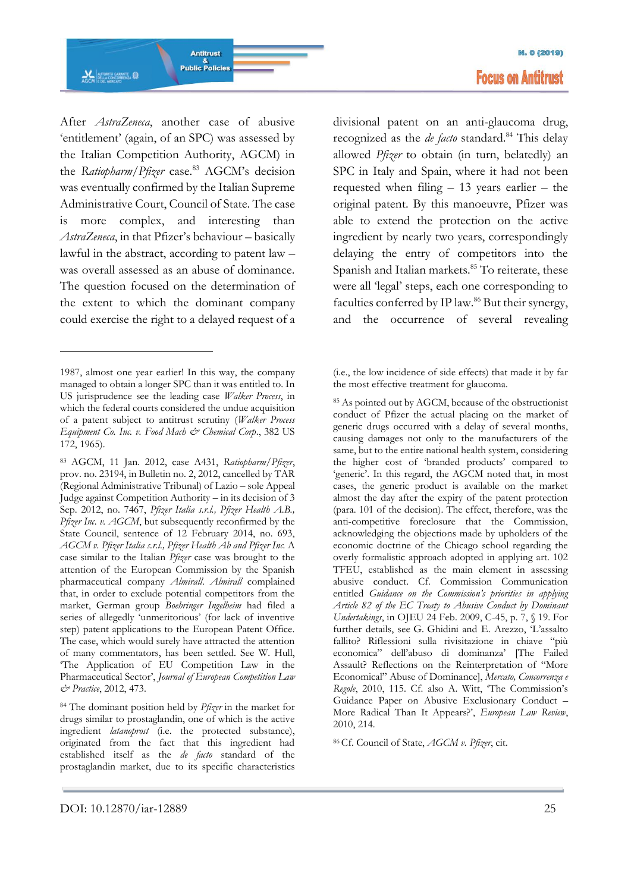After *AstraZeneca*, another case of abusive 'entitlement' (again, of an SPC) was assessed by the Italian Competition Authority, AGCM) in the *Ratiopharm/Pfizer* case.[83] AGCM's decision was eventually confirmed by the Italian Supreme Administrative Court, Council of State. The case is more complex, and interesting than *AstraZeneca*, in that Pfizer's behaviour – basically lawful in the abstract, according to patent law – was overall assessed as an abuse of dominance. The question focused on the determination of the extent to which the dominant company could exercise the right to a delayed request of a divisional patent on an anti-glaucoma drug, recognized as the *de facto* standard.[84] This delay allowed *Pfizer* to obtain (in turn, belatedly) an SPC in Italy and Spain, where it had not been requested when filing – 13 years earlier – the original patent. By this manoeuvre, Pfizer was able to extend the protection on the active ingredient by nearly two years, correspondingly delaying the entry of competitors into the Spanish and Italian markets.[85] To reiterate, these were all 'legal' steps, each one corresponding to faculties conferred by IP law.[86] But their synergy, and the occurrence of several revealing

---

1987, almost one year earlier! In this way, the company managed to obtain a longer SPC than it was entitled to. In US jurisprudence see the leading case *Walker Process*, in which the federal courts considered the undue acquisition of a patent subject to antitrust scrutiny (*Walker Process Equipment Co. Inc. v. Food Mach & Chemical Corp*., 382 US 172, 1965).

[83] AGCM, 11 Jan. 2012, case A431, *Ratiopharm/Pfizer*, prov. no. 23194, in Bulletin no. 2, 2012, cancelled by TAR (Regional Administrative Tribunal) of Lazio – sole Appeal Judge against Competition Authority – in its decision of 3 Sep. 2012, no. 7467, *Pfizer Italia s.r.l., Pfizer Health A.B., Pfizer Inc. v. AGCM*, but subsequently reconfirmed by the State Council, sentence of 12 February 2014, no. 693, *AGCM v. Pfizer Italia s.r.l., Pfizer Health Ab and Pfizer Inc.* A case similar to the Italian *Pfizer* case was brought to the attention of the European Commission by the Spanish pharmaceutical company *Almirall*. *Almirall* complained that, in order to exclude potential competitors from the market, German group *Boehringer Ingelheim* had filed a series of allegedly 'unmeritorious' (for lack of inventive step) patent applications to the European Patent Office. The case, which would surely have attracted the attention of many commentators, has been settled. See W. Hull, 'The Application of EU Competition Law in the Pharmaceutical Sector', *Journal of European Competition Law & Practice*, 2012, 473.

[84] The dominant position held by *Pfizer* in the market for drugs similar to prostaglandin, one of which is the active ingredient *latanoprost* (i.e. the protected substance), originated from the fact that this ingredient had established itself as the *de facto* standard of the prostaglandin market, due to its specific characteristics (i.e., the low incidence of side effects) that made it by far the most effective treatment for glaucoma.

[85] As pointed out by AGCM, because of the obstructionist conduct of Pfizer the actual placing on the market of generic drugs occurred with a delay of several months, causing damages not only to the manufacturers of the same, but to the entire national health system, considering the higher cost of 'branded products' compared to 'generic'. In this regard, the AGCM noted that, in most cases, the generic product is available on the market almost the day after the expiry of the patent protection (para. 101 of the decision). The effect, therefore, was the anti-competitive foreclosure that the Commission, acknowledging the objections made by upholders of the economic doctrine of the Chicago school regarding the overly formalistic approach adopted in applying art. 102 TFEU, established as the main element in assessing abusive conduct. Cf. Commission Communication entitled *Guidance on the Commission's priorities in applying Article 82 of the EC Treaty to Abusive Conduct by Dominant Undertakings*, in OJEU 24 Feb. 2009, C-45, p. 7, § 19. For further details, see G. Ghidini and E. Arezzo, 'L'assalto fallito? Riflessioni sulla rivisitazione in chiave "più economica" dell'abuso di dominanza' [The Failed Assault? Reflections on the Reinterpretation of "More Economical" Abuse of Dominance], *Mercato, Concorrenza e Regole*, 2010, 115. Cf. also A. Witt, 'The Commission's Guidance Paper on Abusive Exclusionary Conduct – More Radical Than It Appears?', *European Law Review*, 2010, 214.

[86] Cf. Council of State, *AGCM v. Pfizer*, cit.

DOI: 10.12870/iar-12889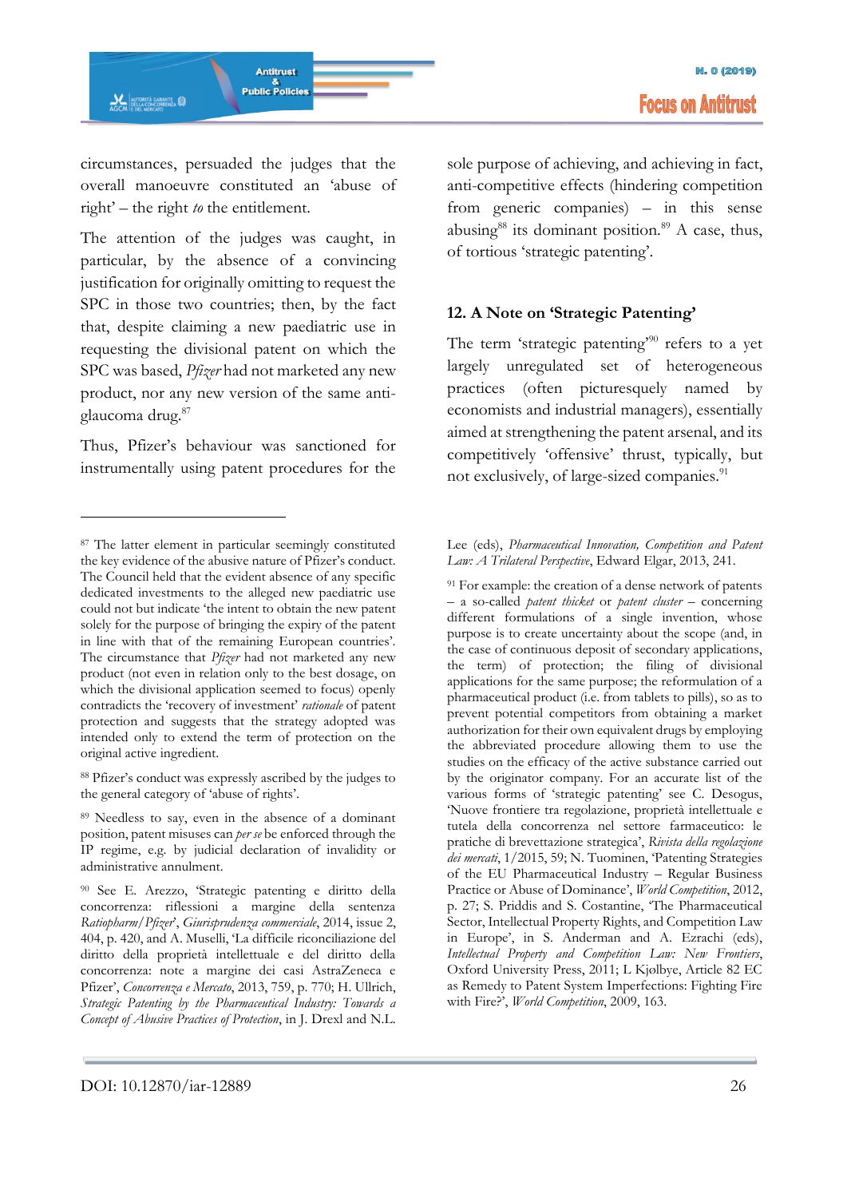circumstances, persuaded the judges that the overall manoeuvre constituted an 'abuse of right' – the right *to* the entitlement.

The attention of the judges was caught, in particular, by the absence of a convincing justification for originally omitting to request the SPC in those two countries; then, by the fact that, despite claiming a new paediatric use in requesting the divisional patent on which the SPC was based, *Pfizer* had not marketed any new product, nor any new version of the same anti-glaucoma drug.[87]

Thus, Pfizer's behaviour was sanctioned for instrumentally using patent procedures for the sole purpose of achieving, and achieving in fact, anti-competitive effects (hindering competition from generic companies) – in this sense abusing[88] its dominant position.[89] A case, thus, of tortious 'strategic patenting'.

## 12. A Note on 'Strategic Patenting'

The term 'strategic patenting'[90] refers to a yet largely unregulated set of heterogeneous practices (often picturesquely named by economists and industrial managers), essentially aimed at strengthening the patent arsenal, and its competitively 'offensive' thrust, typically, but not exclusively, of large-sized companies.[91]

---

[87] The latter element in particular seemingly constituted the key evidence of the abusive nature of Pfizer's conduct. The Council held that the evident absence of any specific dedicated investments to the alleged new paediatric use could not but indicate 'the intent to obtain the new patent solely for the purpose of bringing the expiry of the patent in line with that of the remaining European countries'. The circumstance that *Pfizer* had not marketed any new product (not even in relation only to the best dosage, on which the divisional application seemed to focus) openly contradicts the 'recovery of investment' *rationale* of patent protection and suggests that the strategy adopted was intended only to extend the term of protection on the original active ingredient.

[88] Pfizer's conduct was expressly ascribed by the judges to the general category of 'abuse of rights'.

[89] Needless to say, even in the absence of a dominant position, patent misuses can *per se* be enforced through the IP regime, e.g. by judicial declaration of invalidity or administrative annulment.

[90] See E. Arezzo, 'Strategic patenting e diritto della concorrenza: riflessioni a margine della sentenza *Ratiopharm/Pfizer*', *Giurisprudenza commerciale*, 2014, issue 2, 404, p. 420, and A. Muselli, 'La difficile riconciliazione del diritto della proprietà intellettuale e del diritto della concorrenza: note a margine dei casi AstraZeneca e Pfizer', *Concorrenza e Mercato*, 2013, 759, p. 770; H. Ullrich, *Strategic Patenting by the Pharmaceutical Industry: Towards a Concept of Abusive Practices of Protection*, in J. Drexl and N.L. Lee (eds), *Pharmaceutical Innovation, Competition and Patent Law: A Trilateral Perspective*, Edward Elgar, 2013, 241.

[91] For example: the creation of a dense network of patents – a so-called *patent thicket* or *patent cluster* – concerning different formulations of a single invention, whose purpose is to create uncertainty about the scope (and, in the case of continuous deposit of secondary applications, the term) of protection; the filing of divisional applications for the same purpose; the reformulation of a pharmaceutical product (i.e. from tablets to pills), so as to prevent potential competitors from obtaining a market authorization for their own equivalent drugs by employing the abbreviated procedure allowing them to use the studies on the efficacy of the active substance carried out by the originator company. For an accurate list of the various forms of 'strategic patenting' see C. Desogus, 'Nuove frontiere tra regolazione, proprietà intellettuale e tutela della concorrenza nel settore farmaceutico: le pratiche di brevettazione strategica', *Rivista della regolazione dei mercati*, 1/2015, 59; N. Tuominen, 'Patenting Strategies of the EU Pharmaceutical Industry – Regular Business Practice or Abuse of Dominance', *World Competition*, 2012, p. 27; S. Priddis and S. Costantine, 'The Pharmaceutical Sector, Intellectual Property Rights, and Competition Law in Europe', in S. Anderman and A. Ezrachi (eds), *Intellectual Property and Competition Law: New Frontiers*, Oxford University Press, 2011; L Kjølbye, Article 82 EC as Remedy to Patent System Imperfections: Fighting Fire with Fire?', *World Competition*, 2009, 163.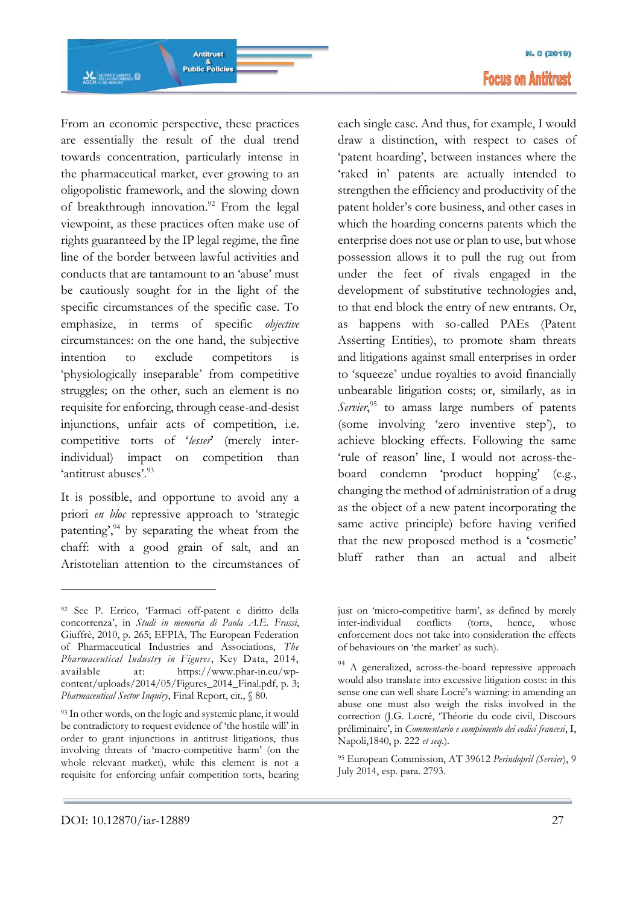From an economic perspective, these practices are essentially the result of the dual trend towards concentration, particularly intense in the pharmaceutical market, ever growing to an oligopolistic framework, and the slowing down of breakthrough innovation.[92] From the legal viewpoint, as these practices often make use of rights guaranteed by the IP legal regime, the fine line of the border between lawful activities and conducts that are tantamount to an 'abuse' must be cautiously sought for in the light of the specific circumstances of the specific case. To emphasize, in terms of specific *objective* circumstances: on the one hand, the subjective intention to exclude competitors is 'physiologically inseparable' from competitive struggles; on the other, such an element is no requisite for enforcing, through cease-and-desist injunctions, unfair acts of competition, i.e. competitive torts of '*lesser*' (merely inter-individual) impact on competition than 'antitrust abuses'.[93]

It is possible, and opportune to avoid any a priori *en bloc* repressive approach to 'strategic patenting',[94] by separating the wheat from the chaff: with a good grain of salt, and an Aristotelian attention to the circumstances of each single case. And thus, for example, I would draw a distinction, with respect to cases of 'patent hoarding', between instances where the 'raked in' patents are actually intended to strengthen the efficiency and productivity of the patent holder's core business, and other cases in which the hoarding concerns patents which the enterprise does not use or plan to use, but whose possession allows it to pull the rug out from under the feet of rivals engaged in the development of substitutive technologies and, to that end block the entry of new entrants. Or, as happens with so-called PAEs (Patent Asserting Entities), to promote sham threats and litigations against small enterprises in order to 'squeeze' undue royalties to avoid financially unbearable litigation costs; or, similarly, as in *Servier*,[95] to amass large numbers of patents (some involving 'zero inventive step'), to achieve blocking effects. Following the same 'rule of reason' line, I would not across-the-board condemn 'product hopping' (e.g., changing the method of administration of a drug as the object of a new patent incorporating the same active principle) before having verified that the new proposed method is a 'cosmetic' bluff rather than an actual and albeit

---

[92] See P. Errico, 'Farmaci off-patent e diritto della concorrenza', in *Studi in memoria di Paola A.E. Frassi*, Giuffrè, 2010, p. 265; EFPIA, The European Federation of Pharmaceutical Industries and Associations, *The Pharmaceutical Industry in Figures*, Key Data, 2014, available at: https://www.phar-in.eu/wp-content/uploads/2014/05/Figures_2014_Final.pdf, p. 3; *Pharmaceutical Sector Inquiry*, Final Report, cit., § 80.

[93] In other words, on the logic and systemic plane, it would be contradictory to request evidence of 'the hostile will' in order to grant injunctions in antitrust litigations, thus involving threats of 'macro-competitive harm' (on the whole relevant market), while this element is not a requisite for enforcing unfair competition torts, bearing just on 'micro-competitive harm', as defined by merely inter-individual conflicts (torts, hence, whose enforcement does not take into consideration the effects of behaviours on 'the market' as such).

[94] A generalized, across-the-board repressive approach would also translate into excessive litigation costs: in this sense one can well share Locré's warning: in amending an abuse one must also weigh the risks involved in the correction (J.G. Locré, 'Théorie du code civil, Discours préliminaire', in *Commentario e compimento dei codici francesi*, I, Napoli,1840, p. 222 *et seq.*).

[95] European Commission, AT 39612 *Perindopril (Servier)*, 9 July 2014, esp. para. 2793.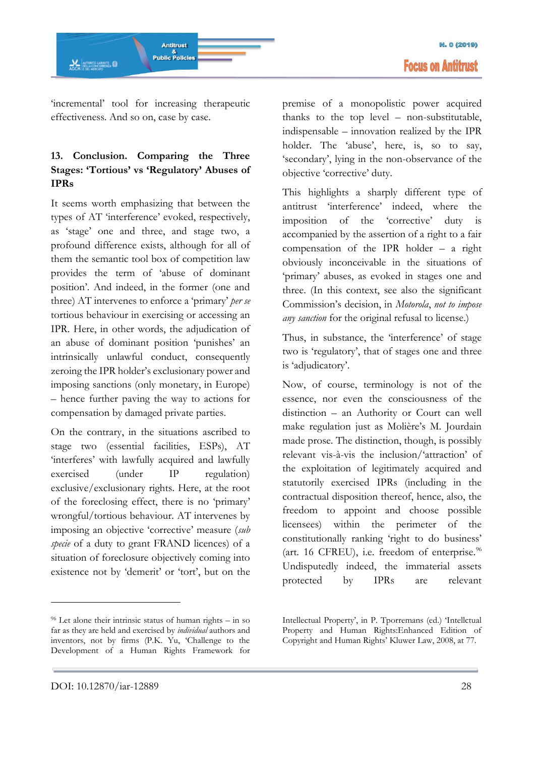'incremental' tool for increasing therapeutic effectiveness. And so on, case by case.

## 13. Conclusion. Comparing the Three Stages: 'Tortious' vs 'Regulatory' Abuses of IPRs

It seems worth emphasizing that between the types of AT 'interference' evoked, respectively, as 'stage' one and three, and stage two, a profound difference exists, although for all of them the semantic tool box of competition law provides the term of 'abuse of dominant position'. And indeed, in the former (one and three) AT intervenes to enforce a 'primary' *per se* tortious behaviour in exercising or accessing an IPR. Here, in other words, the adjudication of an abuse of dominant position 'punishes' an intrinsically unlawful conduct, consequently zeroing the IPR holder's exclusionary power and imposing sanctions (only monetary, in Europe) – hence further paving the way to actions for compensation by damaged private parties.

On the contrary, in the situations ascribed to stage two (essential facilities, ESPs), AT 'interferes' with lawfully acquired and lawfully exercised (under IP regulation) exclusive/exclusionary rights. Here, at the root of the foreclosing effect, there is no 'primary' wrongful/tortious behaviour. AT intervenes by imposing an objective 'corrective' measure (*sub specie* of a duty to grant FRAND licences) of a situation of foreclosure objectively coming into existence not by 'demerit' or 'tort', but on the premise of a monopolistic power acquired thanks to the top level – non-substitutable, indispensable – innovation realized by the IPR holder. The 'abuse', here, is, so to say, 'secondary', lying in the non-observance of the objective 'corrective' duty.

This highlights a sharply different type of antitrust 'interference' indeed, where the imposition of the 'corrective' duty is accompanied by the assertion of a right to a fair compensation of the IPR holder – a right obviously inconceivable in the situations of 'primary' abuses, as evoked in stages one and three. (In this context, see also the significant Commission's decision, in *Motorola*, *not to impose any sanction* for the original refusal to license.)

Thus, in substance, the 'interference' of stage two is 'regulatory', that of stages one and three is 'adjudicatory'.

Now, of course, terminology is not of the essence, nor even the consciousness of the distinction – an Authority or Court can well make regulation just as Molière's M. Jourdain made prose. The distinction, though, is possibly relevant vis-à-vis the inclusion/'attraction' of the exploitation of legitimately acquired and statutorily exercised IPRs (including in the contractual disposition thereof, hence, also, the freedom to appoint and choose possible licensees) within the perimeter of the constitutionally ranking 'right to do business' (art. 16 CFREU), i.e. freedom of enterprise.[96] Undisputedly indeed, the immaterial assets protected by IPRs are relevant

---

[96] Let alone their intrinsic status of human rights – in so far as they are held and exercised by *individual* authors and inventors, not by firms (P.K. Yu, 'Challenge to the Development of a Human Rights Framework for Intellectual Property', in P. Tporremans (ed.) 'Intellctual Property and Human Rights:Enhanced Edition of Copyright and Human Rights' Kluwer Law, 2008, at 77.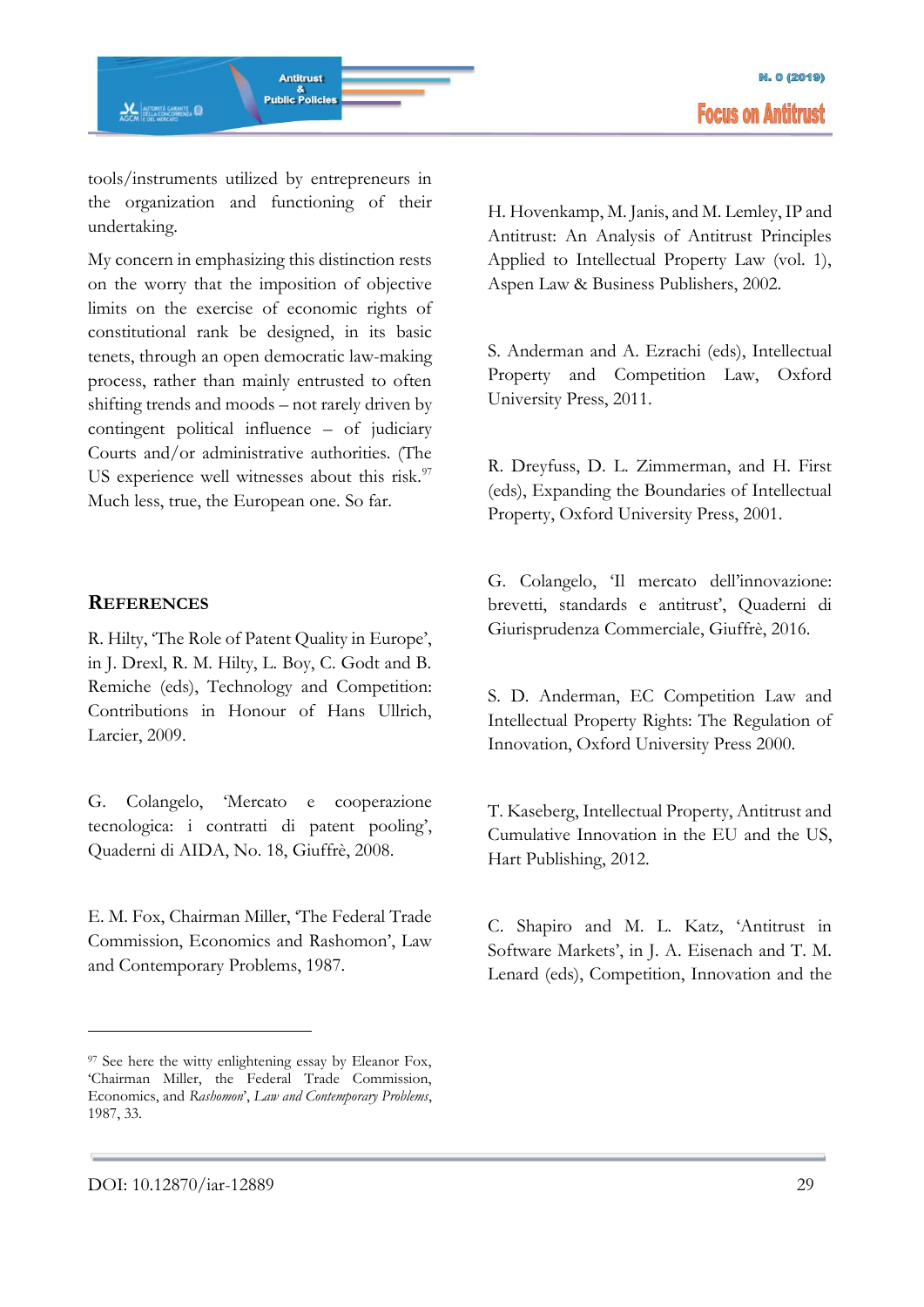tools/instruments utilized by entrepreneurs in the organization and functioning of their undertaking.

My concern in emphasizing this distinction rests on the worry that the imposition of objective limits on the exercise of economic rights of constitutional rank be designed, in its basic tenets, through an open democratic law-making process, rather than mainly entrusted to often shifting trends and moods – not rarely driven by contingent political influence – of judiciary Courts and/or administrative authorities. (The US experience well witnesses about this risk.[97] Much less, true, the European one. So far.

## References

R. Hilty, 'The Role of Patent Quality in Europe', in J. Drexl, R. M. Hilty, L. Boy, C. Godt and B. Remiche (eds), Technology and Competition: Contributions in Honour of Hans Ullrich, Larcier, 2009.

G. Colangelo, 'Mercato e cooperazione tecnologica: i contratti di patent pooling', Quaderni di AIDA, No. 18, Giuffrè, 2008.

E. M. Fox, Chairman Miller, 'The Federal Trade Commission, Economics and Rashomon', Law and Contemporary Problems, 1987.

H. Hovenkamp, M. Janis, and M. Lemley, IP and Antitrust: An Analysis of Antitrust Principles Applied to Intellectual Property Law (vol. 1), Aspen Law & Business Publishers, 2002.

S. Anderman and A. Ezrachi (eds), Intellectual Property and Competition Law, Oxford University Press, 2011.

R. Dreyfuss, D. L. Zimmerman, and H. First (eds), Expanding the Boundaries of Intellectual Property, Oxford University Press, 2001.

G. Colangelo, 'Il mercato dell'innovazione: brevetti, standards e antitrust', Quaderni di Giurisprudenza Commerciale, Giuffrè, 2016.

S. D. Anderman, EC Competition Law and Intellectual Property Rights: The Regulation of Innovation, Oxford University Press 2000.

T. Kaseberg, Intellectual Property, Antitrust and Cumulative Innovation in the EU and the US, Hart Publishing, 2012.

C. Shapiro and M. L. Katz, 'Antitrust in Software Markets', in J. A. Eisenach and T. M. Lenard (eds), Competition, Innovation and the

---

[97] See here the witty enlightening essay by Eleanor Fox, 'Chairman Miller, the Federal Trade Commission, Economics, and *Rashomon*', *Law and Contemporary Problems*, 1987, 33.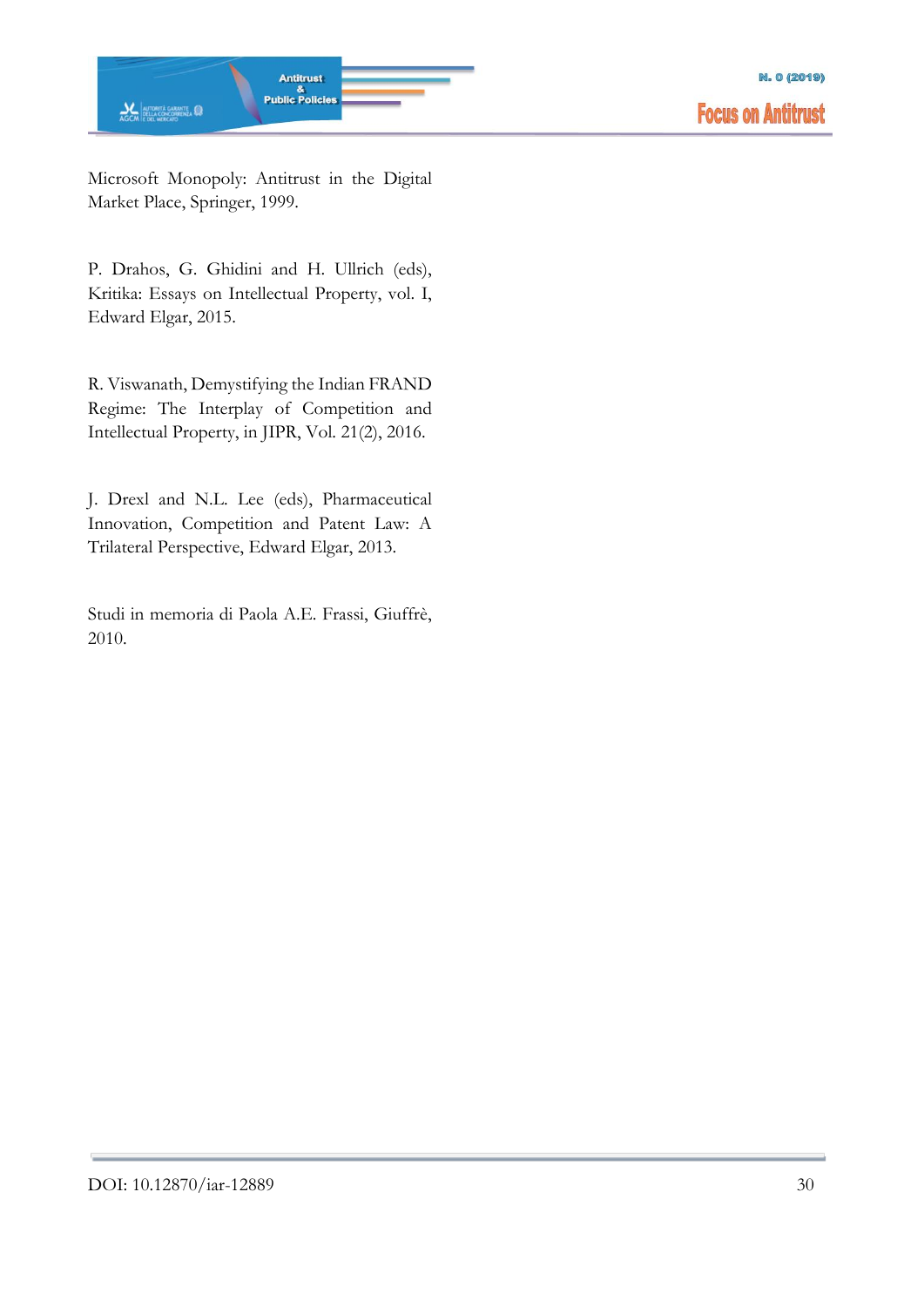Microsoft Monopoly: Antitrust in the Digital Market Place, Springer, 1999.

P. Drahos, G. Ghidini and H. Ullrich (eds), Kritika: Essays on Intellectual Property, vol. I, Edward Elgar, 2015.

R. Viswanath, Demystifying the Indian FRAND Regime: The Interplay of Competition and Intellectual Property, in JIPR, Vol. 21(2), 2016.

J. Drexl and N.L. Lee (eds), Pharmaceutical Innovation, Competition and Patent Law: A Trilateral Perspective, Edward Elgar, 2013.

Studi in memoria di Paola A.E. Frassi, Giuffrè, 2010.